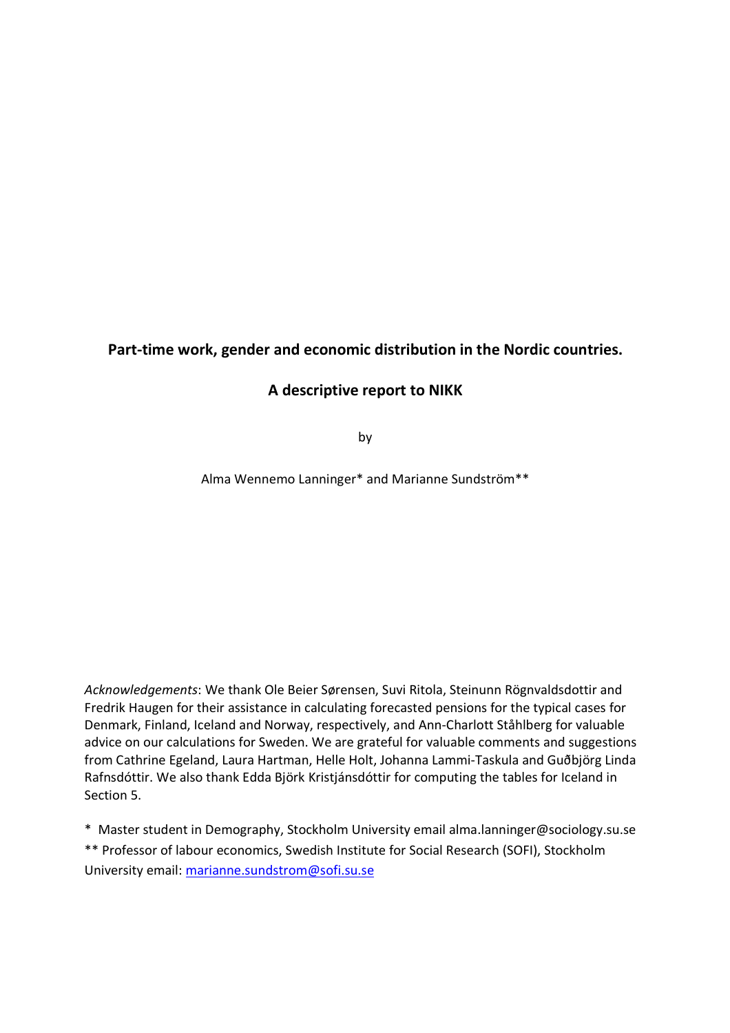# Part-time work, gender and economic distribution in the Nordic countries.

## A descriptive report to NIKK

by

Alma Wennemo Lanninger* and Marianne Sundström**

*Acknowledgements*: We thank Ole Beier Sørensen, Suvi Ritola, Steinunn Rögnvaldsdottir and Fredrik Haugen for their assistance in calculating forecasted pensions for the typical cases for Denmark, Finland, Iceland and Norway, respectively, and Ann-Charlott Ståhlberg for valuable advice on our calculations for Sweden. We are grateful for valuable comments and suggestions from Cathrine Egeland, Laura Hartman, Helle Holt, Johanna Lammi-Taskula and Guðbjörg Linda Rafnsdóttir. We also thank Edda Björk Kristjánsdóttir for computing the tables for Iceland in Section 5.

* Master student in Demography, Stockholm University email alma.lanninger@sociology.su.se

** Professor of labour economics, Swedish Institute for Social Research (SOFI), Stockholm University email: marianne.sundstrom@sofi.su.se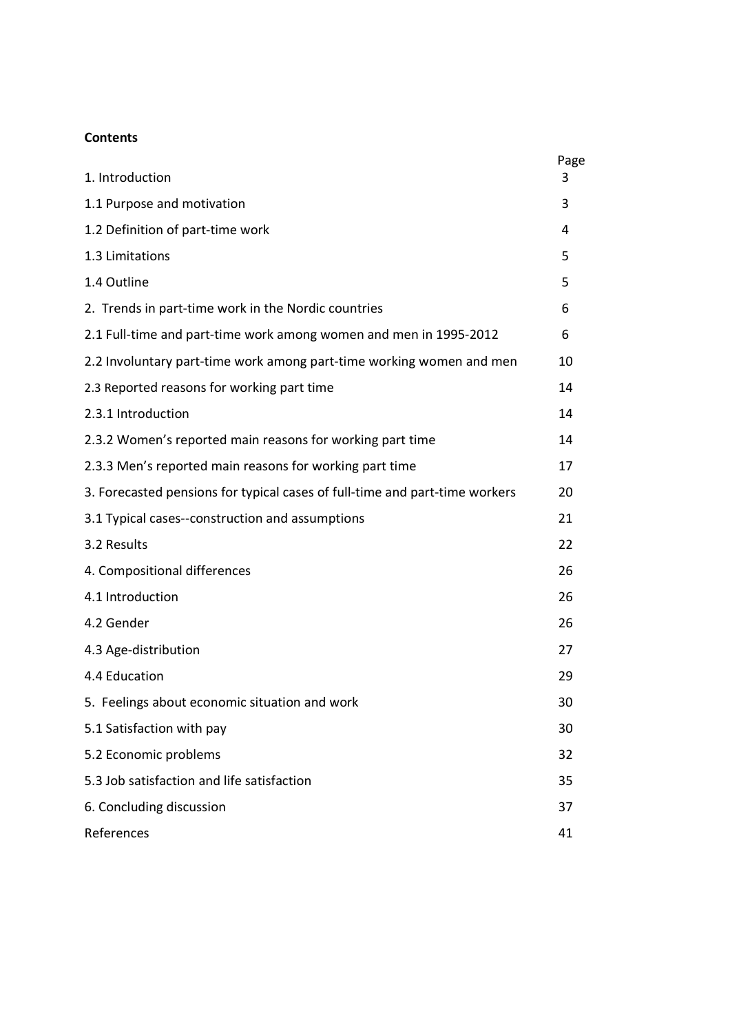**Contents**

| | Page |
|---|---|
| 1. Introduction | 3 |
| 1.1 Purpose and motivation | 3 |
| 1.2 Definition of part-time work | 4 |
| 1.3 Limitations | 5 |
| 1.4 Outline | 5 |
| 2. Trends in part-time work in the Nordic countries | 6 |
| 2.1 Full-time and part-time work among women and men in 1995-2012 | 6 |
| 2.2 Involuntary part-time work among part-time working women and men | 10 |
| 2.3 Reported reasons for working part time | 14 |
| 2.3.1 Introduction | 14 |
| 2.3.2 Women's reported main reasons for working part time | 14 |
| 2.3.3 Men's reported main reasons for working part time | 17 |
| 3. Forecasted pensions for typical cases of full-time and part-time workers | 20 |
| 3.1 Typical cases--construction and assumptions | 21 |
| 3.2 Results | 22 |
| 4. Compositional differences | 26 |
| 4.1 Introduction | 26 |
| 4.2 Gender | 26 |
| 4.3 Age-distribution | 27 |
| 4.4 Education | 29 |
| 5. Feelings about economic situation and work | 30 |
| 5.1 Satisfaction with pay | 30 |
| 5.2 Economic problems | 32 |
| 5.3 Job satisfaction and life satisfaction | 35 |
| 6. Concluding discussion | 37 |
| References | 41 |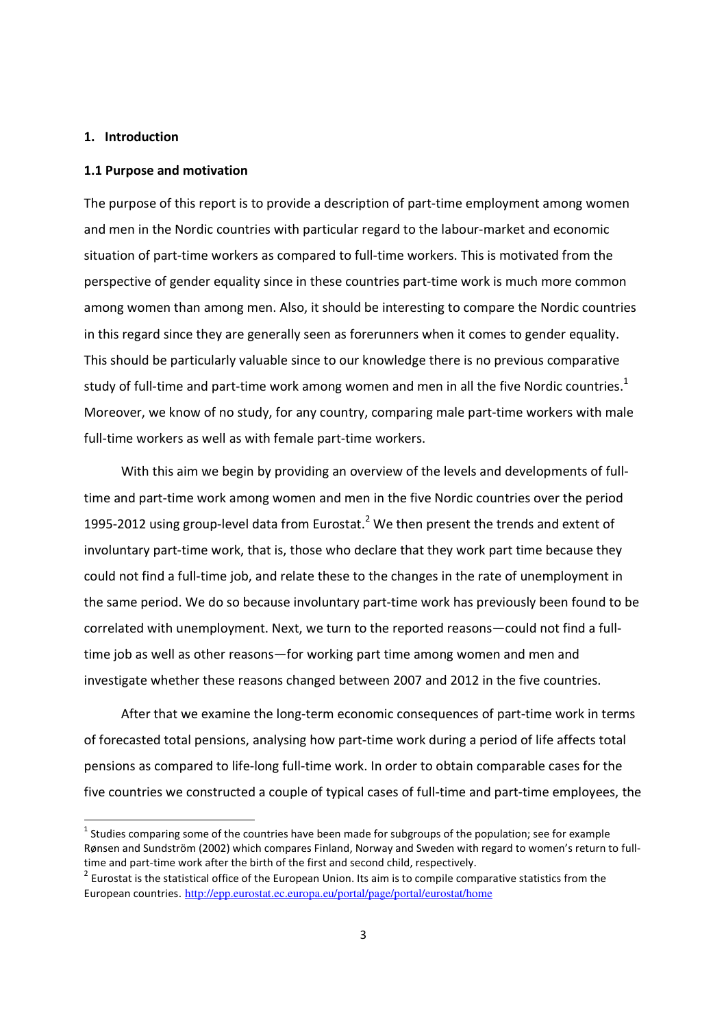# 1. Introduction

## 1.1 Purpose and motivation

The purpose of this report is to provide a description of part-time employment among women and men in the Nordic countries with particular regard to the labour-market and economic situation of part-time workers as compared to full-time workers. This is motivated from the perspective of gender equality since in these countries part-time work is much more common among women than among men. Also, it should be interesting to compare the Nordic countries in this regard since they are generally seen as forerunners when it comes to gender equality. This should be particularly valuable since to our knowledge there is no previous comparative study of full-time and part-time work among women and men in all the five Nordic countries.[1] Moreover, we know of no study, for any country, comparing male part-time workers with male full-time workers as well as with female part-time workers.

With this aim we begin by providing an overview of the levels and developments of full-time and part-time work among women and men in the five Nordic countries over the period 1995-2012 using group-level data from Eurostat.[2] We then present the trends and extent of involuntary part-time work, that is, those who declare that they work part time because they could not find a full-time job, and relate these to the changes in the rate of unemployment in the same period. We do so because involuntary part-time work has previously been found to be correlated with unemployment. Next, we turn to the reported reasons—could not find a full-time job as well as other reasons—for working part time among women and men and investigate whether these reasons changed between 2007 and 2012 in the five countries.

After that we examine the long-term economic consequences of part-time work in terms of forecasted total pensions, analysing how part-time work during a period of life affects total pensions as compared to life-long full-time work. In order to obtain comparable cases for the five countries we constructed a couple of typical cases of full-time and part-time employees, the

[1] Studies comparing some of the countries have been made for subgroups of the population; see for example Rønsen and Sundström (2002) which compares Finland, Norway and Sweden with regard to women's return to full-time and part-time work after the birth of the first and second child, respectively.

[2] Eurostat is the statistical office of the European Union. Its aim is to compile comparative statistics from the European countries. http://epp.eurostat.ec.europa.eu/portal/page/portal/eurostat/home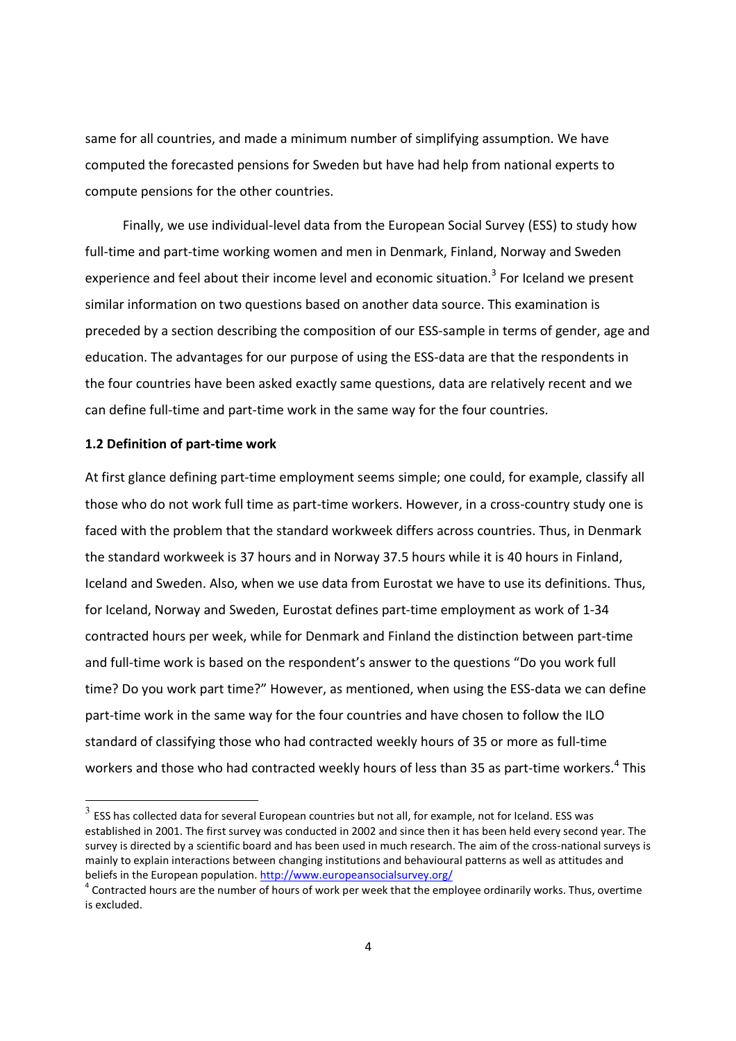same for all countries, and made a minimum number of simplifying assumption. We have computed the forecasted pensions for Sweden but have had help from national experts to compute pensions for the other countries.

Finally, we use individual-level data from the European Social Survey (ESS) to study how full-time and part-time working women and men in Denmark, Finland, Norway and Sweden experience and feel about their income level and economic situation.[3] For Iceland we present similar information on two questions based on another data source. This examination is preceded by a section describing the composition of our ESS-sample in terms of gender, age and education. The advantages for our purpose of using the ESS-data are that the respondents in the four countries have been asked exactly same questions, data are relatively recent and we can define full-time and part-time work in the same way for the four countries.

### 1.2 Definition of part-time work

At first glance defining part-time employment seems simple; one could, for example, classify all those who do not work full time as part-time workers. However, in a cross-country study one is faced with the problem that the standard workweek differs across countries. Thus, in Denmark the standard workweek is 37 hours and in Norway 37.5 hours while it is 40 hours in Finland, Iceland and Sweden. Also, when we use data from Eurostat we have to use its definitions. Thus, for Iceland, Norway and Sweden, Eurostat defines part-time employment as work of 1-34 contracted hours per week, while for Denmark and Finland the distinction between part-time and full-time work is based on the respondent's answer to the questions "Do you work full time? Do you work part time?" However, as mentioned, when using the ESS-data we can define part-time work in the same way for the four countries and have chosen to follow the ILO standard of classifying those who had contracted weekly hours of 35 or more as full-time workers and those who had contracted weekly hours of less than 35 as part-time workers.[4] This

---

[3] ESS has collected data for several European countries but not all, for example, not for Iceland. ESS was established in 2001. The first survey was conducted in 2002 and since then it has been held every second year. The survey is directed by a scientific board and has been used in much research. The aim of the cross-national surveys is mainly to explain interactions between changing institutions and behavioural patterns as well as attitudes and beliefs in the European population. http://www.europeansocialsurvey.org/

[4] Contracted hours are the number of hours of work per week that the employee ordinarily works. Thus, overtime is excluded.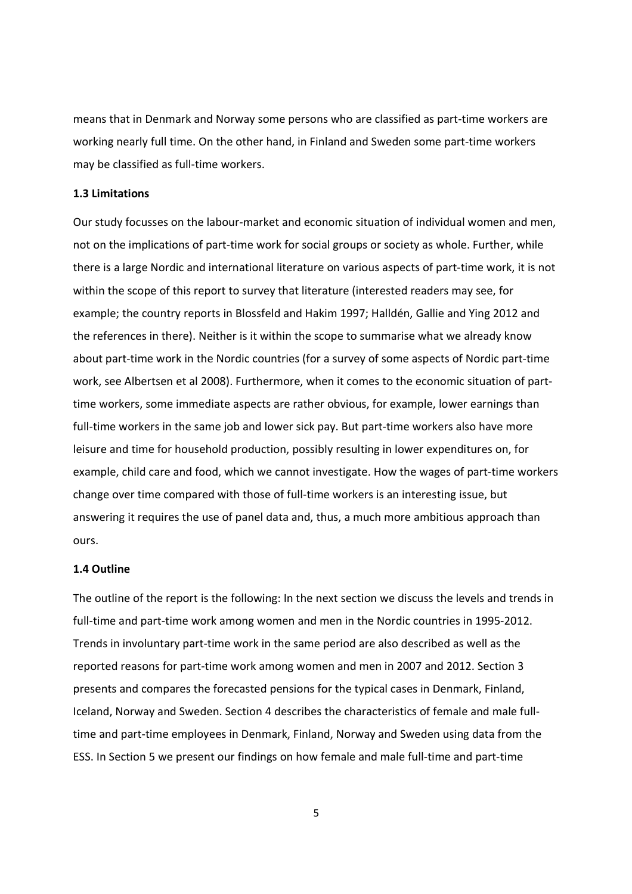means that in Denmark and Norway some persons who are classified as part-time workers are working nearly full time. On the other hand, in Finland and Sweden some part-time workers may be classified as full-time workers.

### 1.3 Limitations

Our study focusses on the labour-market and economic situation of individual women and men, not on the implications of part-time work for social groups or society as whole. Further, while there is a large Nordic and international literature on various aspects of part-time work, it is not within the scope of this report to survey that literature (interested readers may see, for example; the country reports in Blossfeld and Hakim 1997; Halldén, Gallie and Ying 2012 and the references in there). Neither is it within the scope to summarise what we already know about part-time work in the Nordic countries (for a survey of some aspects of Nordic part-time work, see Albertsen et al 2008). Furthermore, when it comes to the economic situation of part-time workers, some immediate aspects are rather obvious, for example, lower earnings than full-time workers in the same job and lower sick pay. But part-time workers also have more leisure and time for household production, possibly resulting in lower expenditures on, for example, child care and food, which we cannot investigate. How the wages of part-time workers change over time compared with those of full-time workers is an interesting issue, but answering it requires the use of panel data and, thus, a much more ambitious approach than ours.

### 1.4 Outline

The outline of the report is the following: In the next section we discuss the levels and trends in full-time and part-time work among women and men in the Nordic countries in 1995-2012. Trends in involuntary part-time work in the same period are also described as well as the reported reasons for part-time work among women and men in 2007 and 2012. Section 3 presents and compares the forecasted pensions for the typical cases in Denmark, Finland, Iceland, Norway and Sweden. Section 4 describes the characteristics of female and male full-time and part-time employees in Denmark, Finland, Norway and Sweden using data from the ESS. In Section 5 we present our findings on how female and male full-time and part-time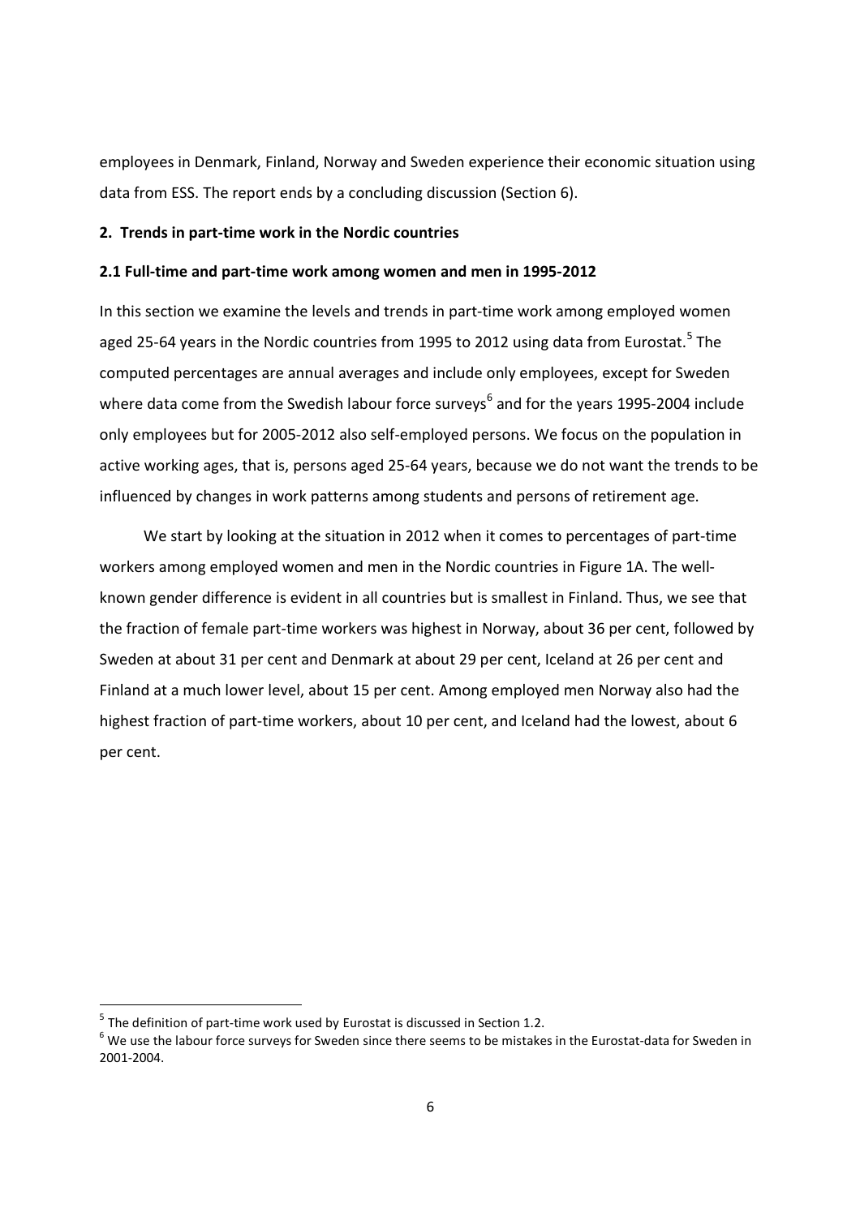employees in Denmark, Finland, Norway and Sweden experience their economic situation using data from ESS. The report ends by a concluding discussion (Section 6).

## 2. Trends in part-time work in the Nordic countries

### 2.1 Full-time and part-time work among women and men in 1995-2012

In this section we examine the levels and trends in part-time work among employed women aged 25-64 years in the Nordic countries from 1995 to 2012 using data from Eurostat.[5] The computed percentages are annual averages and include only employees, except for Sweden where data come from the Swedish labour force surveys[6] and for the years 1995-2004 include only employees but for 2005-2012 also self-employed persons. We focus on the population in active working ages, that is, persons aged 25-64 years, because we do not want the trends to be influenced by changes in work patterns among students and persons of retirement age.

We start by looking at the situation in 2012 when it comes to percentages of part-time workers among employed women and men in the Nordic countries in Figure 1A. The well-known gender difference is evident in all countries but is smallest in Finland. Thus, we see that the fraction of female part-time workers was highest in Norway, about 36 per cent, followed by Sweden at about 31 per cent and Denmark at about 29 per cent, Iceland at 26 per cent and Finland at a much lower level, about 15 per cent. Among employed men Norway also had the highest fraction of part-time workers, about 10 per cent, and Iceland had the lowest, about 6 per cent.

---

[5] The definition of part-time work used by Eurostat is discussed in Section 1.2.

[6] We use the labour force surveys for Sweden since there seems to be mistakes in the Eurostat-data for Sweden in 2001-2004.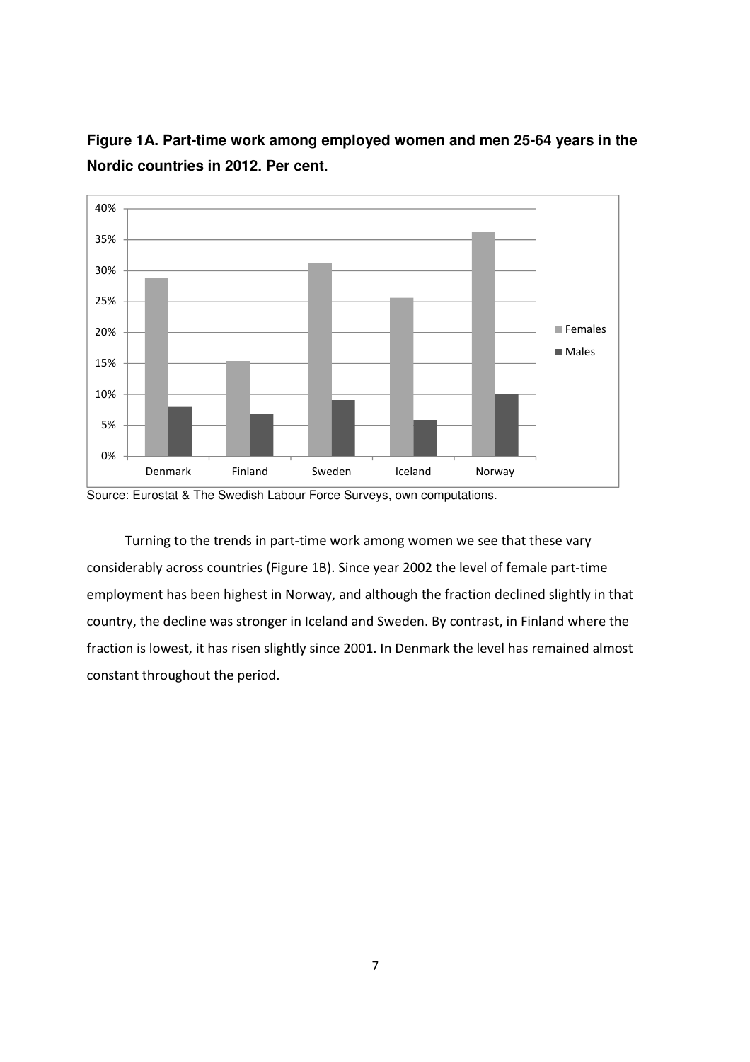**Figure 1A. Part-time work among employed women and men 25-64 years in the Nordic countries in 2012. Per cent.**

Source: Eurostat & The Swedish Labour Force Surveys, own computations.

Turning to the trends in part-time work among women we see that these vary considerably across countries (Figure 1B). Since year 2002 the level of female part-time employment has been highest in Norway, and although the fraction declined slightly in that country, the decline was stronger in Iceland and Sweden. By contrast, in Finland where the fraction is lowest, it has risen slightly since 2001. In Denmark the level has remained almost constant throughout the period.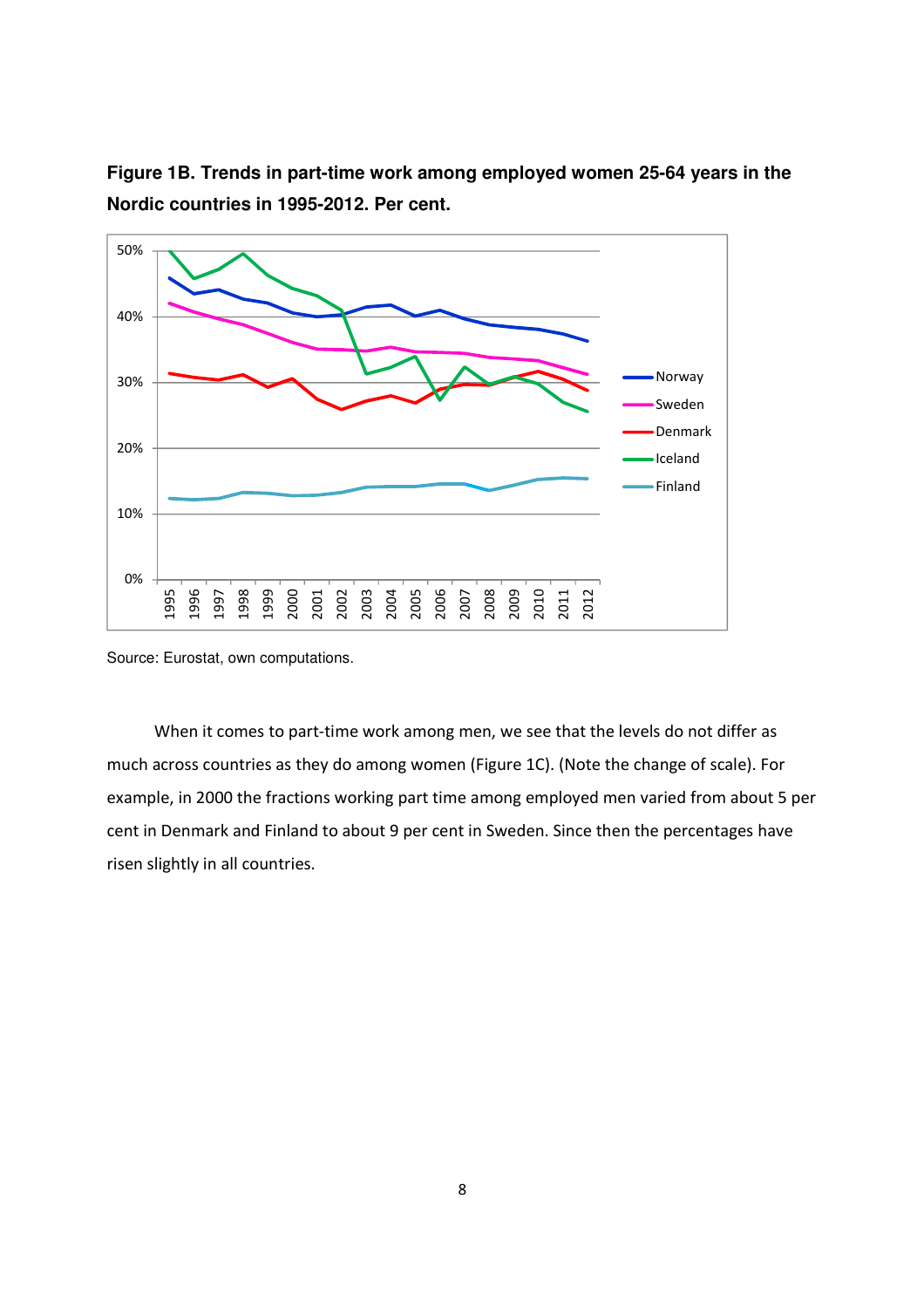**Figure 1B. Trends in part-time work among employed women 25-64 years in the Nordic countries in 1995-2012. Per cent.**

Source: Eurostat, own computations.

When it comes to part-time work among men, we see that the levels do not differ as much across countries as they do among women (Figure 1C). (Note the change of scale). For example, in 2000 the fractions working part time among employed men varied from about 5 per cent in Denmark and Finland to about 9 per cent in Sweden. Since then the percentages have risen slightly in all countries.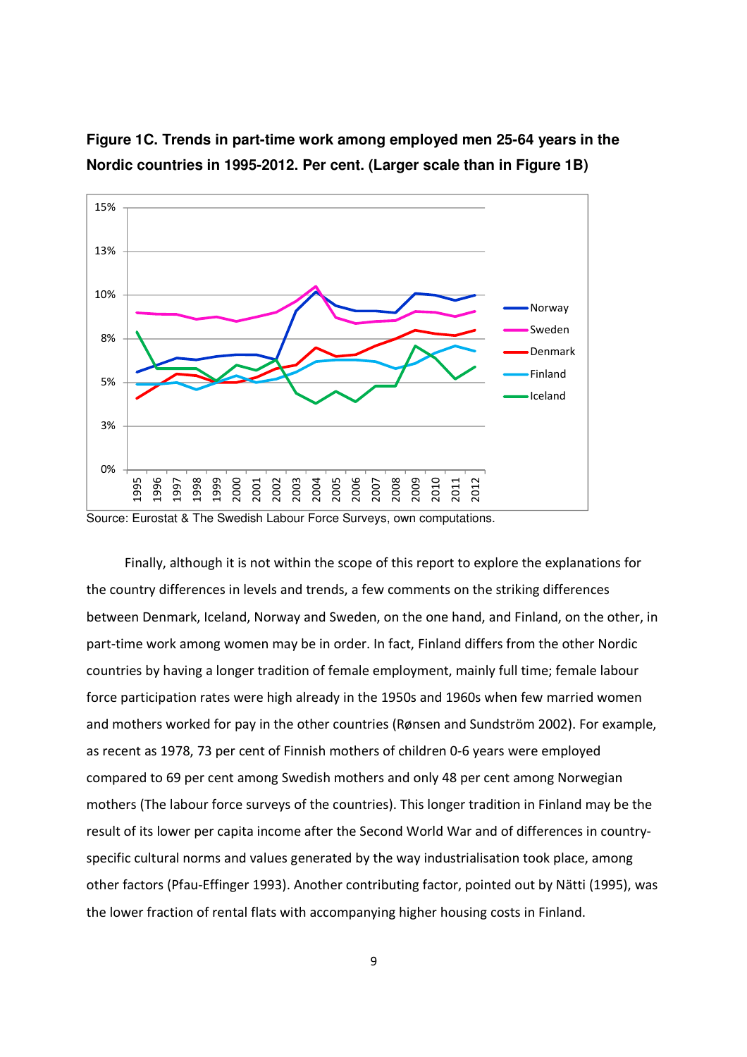**Figure 1C. Trends in part-time work among employed men 25-64 years in the Nordic countries in 1995-2012. Per cent. (Larger scale than in Figure 1B)**

Source: Eurostat & The Swedish Labour Force Surveys, own computations.

Finally, although it is not within the scope of this report to explore the explanations for the country differences in levels and trends, a few comments on the striking differences between Denmark, Iceland, Norway and Sweden, on the one hand, and Finland, on the other, in part-time work among women may be in order. In fact, Finland differs from the other Nordic countries by having a longer tradition of female employment, mainly full time; female labour force participation rates were high already in the 1950s and 1960s when few married women and mothers worked for pay in the other countries (Rønsen and Sundström 2002). For example, as recent as 1978, 73 per cent of Finnish mothers of children 0-6 years were employed compared to 69 per cent among Swedish mothers and only 48 per cent among Norwegian mothers (The labour force surveys of the countries). This longer tradition in Finland may be the result of its lower per capita income after the Second World War and of differences in country-specific cultural norms and values generated by the way industrialisation took place, among other factors (Pfau-Effinger 1993). Another contributing factor, pointed out by Nätti (1995), was the lower fraction of rental flats with accompanying higher housing costs in Finland.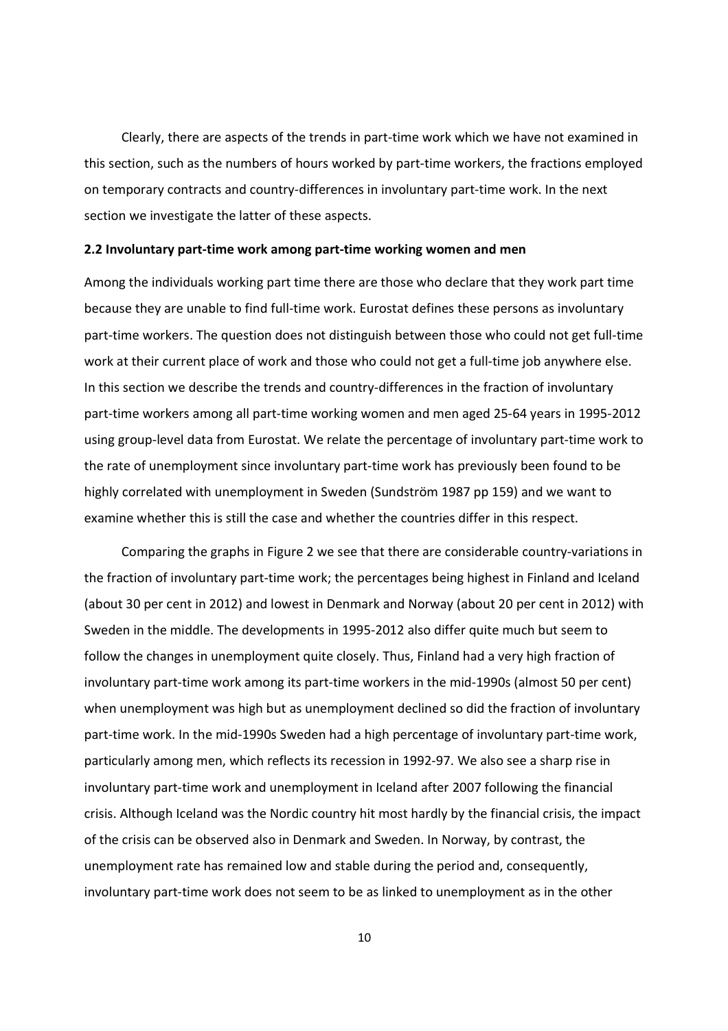Clearly, there are aspects of the trends in part-time work which we have not examined in this section, such as the numbers of hours worked by part-time workers, the fractions employed on temporary contracts and country-differences in involuntary part-time work. In the next section we investigate the latter of these aspects.

### 2.2 Involuntary part-time work among part-time working women and men

Among the individuals working part time there are those who declare that they work part time because they are unable to find full-time work. Eurostat defines these persons as involuntary part-time workers. The question does not distinguish between those who could not get full-time work at their current place of work and those who could not get a full-time job anywhere else. In this section we describe the trends and country-differences in the fraction of involuntary part-time workers among all part-time working women and men aged 25-64 years in 1995-2012 using group-level data from Eurostat. We relate the percentage of involuntary part-time work to the rate of unemployment since involuntary part-time work has previously been found to be highly correlated with unemployment in Sweden (Sundström 1987 pp 159) and we want to examine whether this is still the case and whether the countries differ in this respect.

Comparing the graphs in Figure 2 we see that there are considerable country-variations in the fraction of involuntary part-time work; the percentages being highest in Finland and Iceland (about 30 per cent in 2012) and lowest in Denmark and Norway (about 20 per cent in 2012) with Sweden in the middle. The developments in 1995-2012 also differ quite much but seem to follow the changes in unemployment quite closely. Thus, Finland had a very high fraction of involuntary part-time work among its part-time workers in the mid-1990s (almost 50 per cent) when unemployment was high but as unemployment declined so did the fraction of involuntary part-time work. In the mid-1990s Sweden had a high percentage of involuntary part-time work, particularly among men, which reflects its recession in 1992-97. We also see a sharp rise in involuntary part-time work and unemployment in Iceland after 2007 following the financial crisis. Although Iceland was the Nordic country hit most hardly by the financial crisis, the impact of the crisis can be observed also in Denmark and Sweden. In Norway, by contrast, the unemployment rate has remained low and stable during the period and, consequently, involuntary part-time work does not seem to be as linked to unemployment as in the other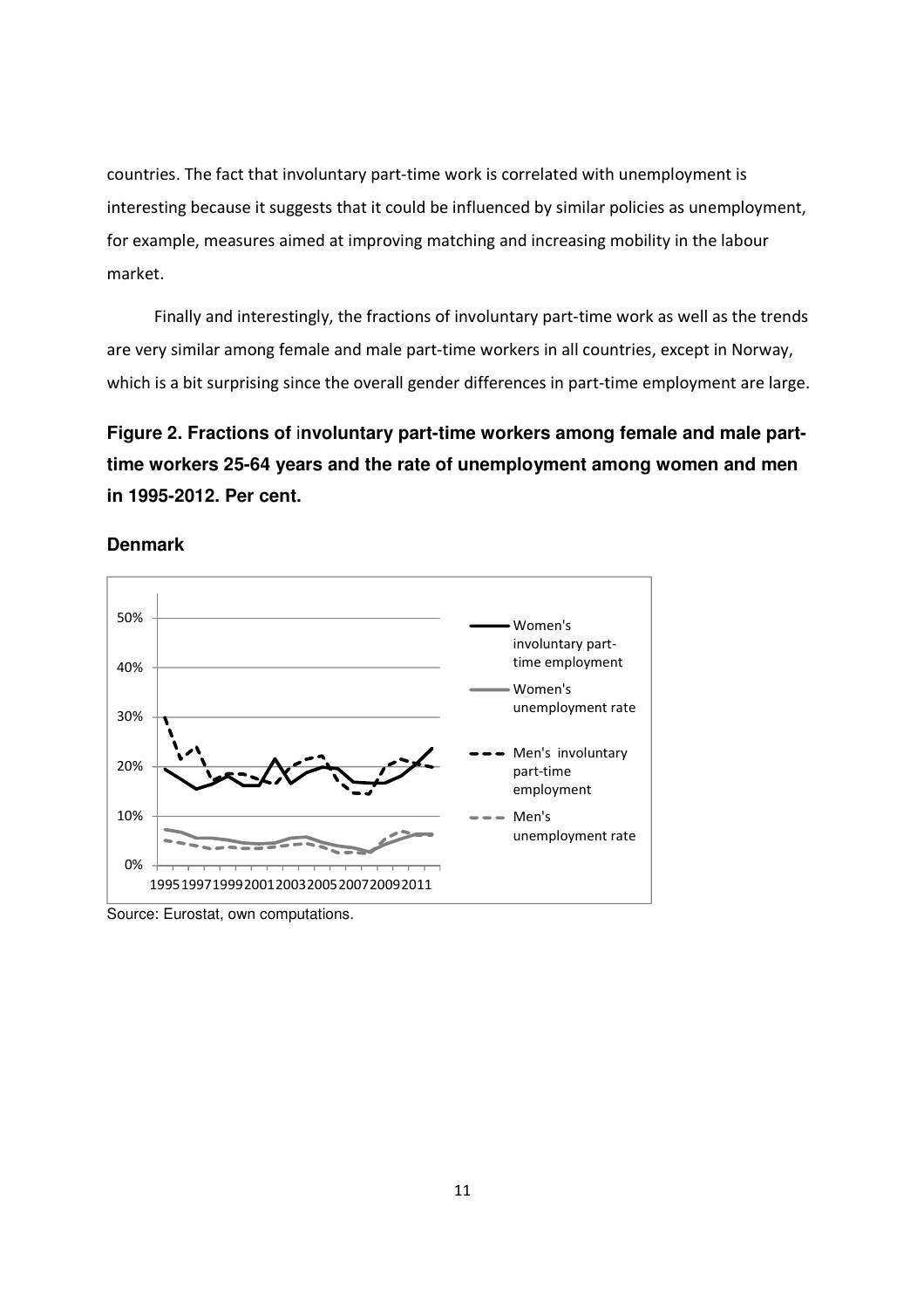countries. The fact that involuntary part-time work is correlated with unemployment is interesting because it suggests that it could be influenced by similar policies as unemployment, for example, measures aimed at improving matching and increasing mobility in the labour market.

Finally and interestingly, the fractions of involuntary part-time work as well as the trends are very similar among female and male part-time workers in all countries, except in Norway, which is a bit surprising since the overall gender differences in part-time employment are large.

**Figure 2. Fractions of involuntary part-time workers among female and male part-time workers 25-64 years and the rate of unemployment among women and men in 1995-2012. Per cent.**

**Denmark**

Source: Eurostat, own computations.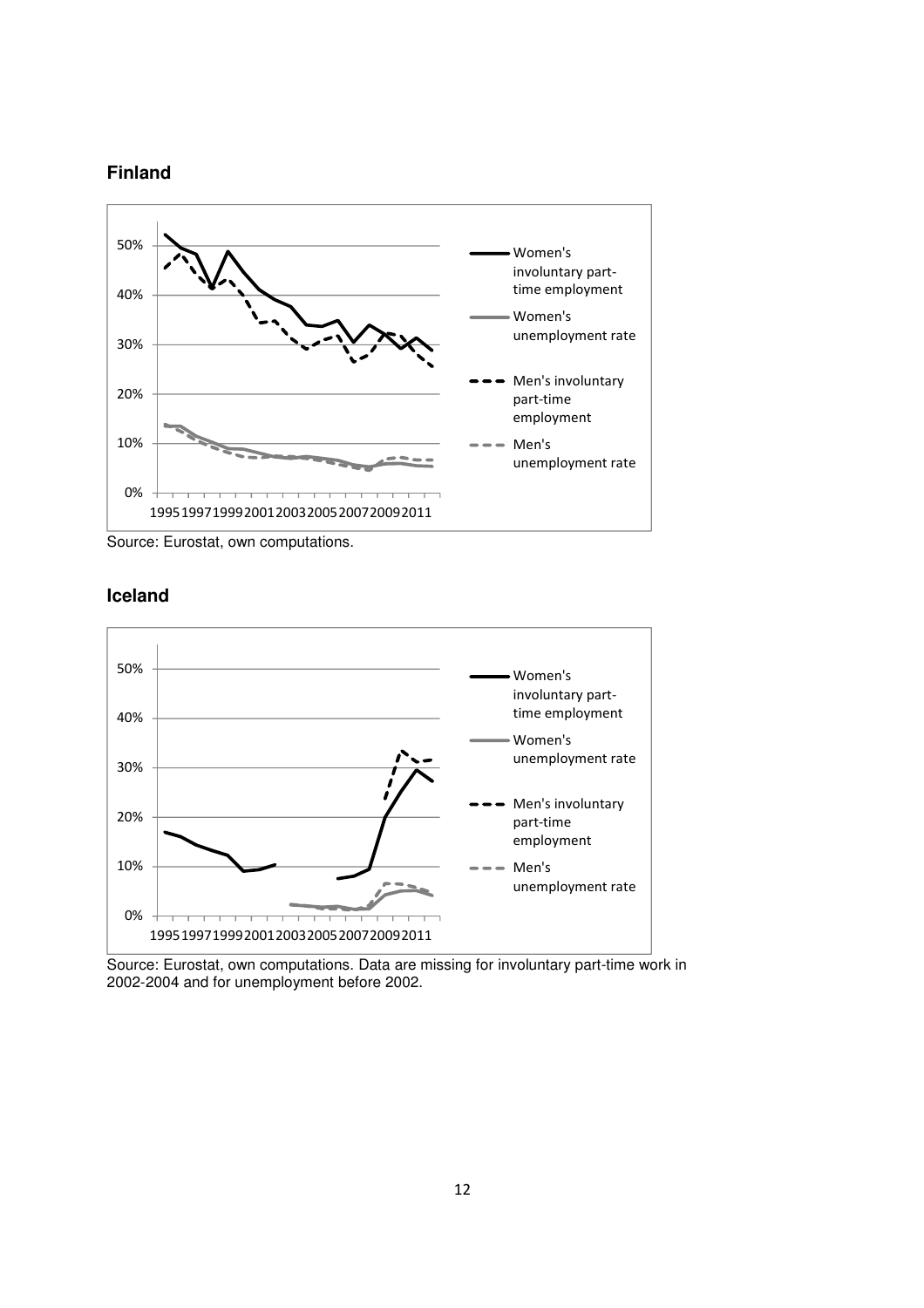**Finland**

Source: Eurostat, own computations.

**Iceland**

Source: Eurostat, own computations. Data are missing for involuntary part-time work in 2002-2004 and for unemployment before 2002.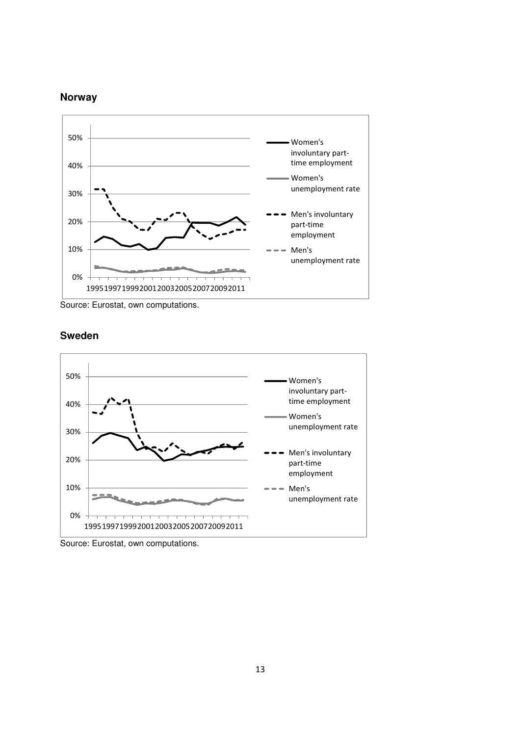**Norway**

Source: Eurostat, own computations.

**Sweden**

Source: Eurostat, own computations.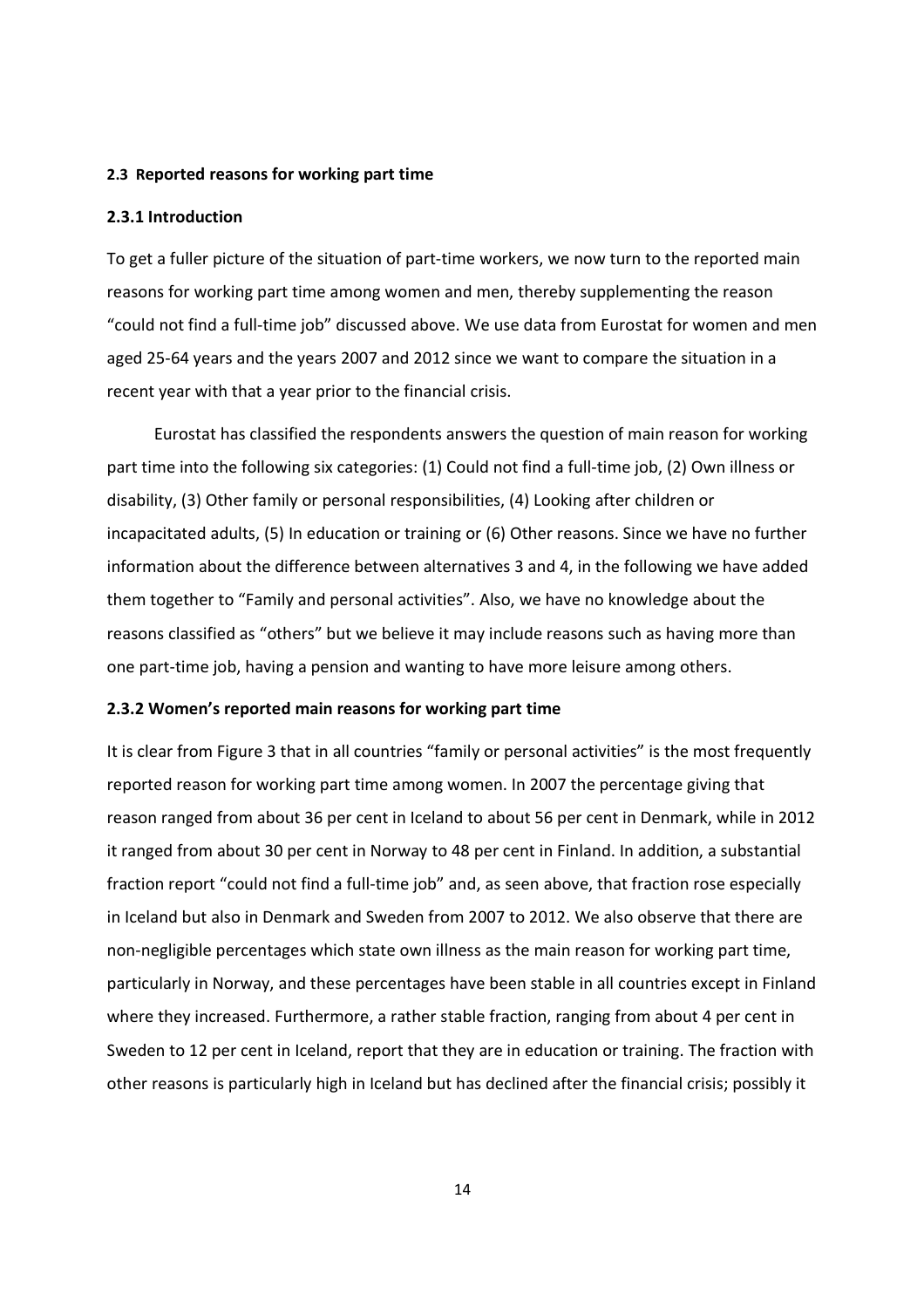### 2.3 Reported reasons for working part time

#### 2.3.1 Introduction

To get a fuller picture of the situation of part-time workers, we now turn to the reported main reasons for working part time among women and men, thereby supplementing the reason "could not find a full-time job" discussed above. We use data from Eurostat for women and men aged 25-64 years and the years 2007 and 2012 since we want to compare the situation in a recent year with that a year prior to the financial crisis.

Eurostat has classified the respondents answers the question of main reason for working part time into the following six categories: (1) Could not find a full-time job, (2) Own illness or disability, (3) Other family or personal responsibilities, (4) Looking after children or incapacitated adults, (5) In education or training or (6) Other reasons. Since we have no further information about the difference between alternatives 3 and 4, in the following we have added them together to "Family and personal activities". Also, we have no knowledge about the reasons classified as "others" but we believe it may include reasons such as having more than one part-time job, having a pension and wanting to have more leisure among others.

#### 2.3.2 Women's reported main reasons for working part time

It is clear from Figure 3 that in all countries "family or personal activities" is the most frequently reported reason for working part time among women. In 2007 the percentage giving that reason ranged from about 36 per cent in Iceland to about 56 per cent in Denmark, while in 2012 it ranged from about 30 per cent in Norway to 48 per cent in Finland. In addition, a substantial fraction report "could not find a full-time job" and, as seen above, that fraction rose especially in Iceland but also in Denmark and Sweden from 2007 to 2012. We also observe that there are non-negligible percentages which state own illness as the main reason for working part time, particularly in Norway, and these percentages have been stable in all countries except in Finland where they increased. Furthermore, a rather stable fraction, ranging from about 4 per cent in Sweden to 12 per cent in Iceland, report that they are in education or training. The fraction with other reasons is particularly high in Iceland but has declined after the financial crisis; possibly it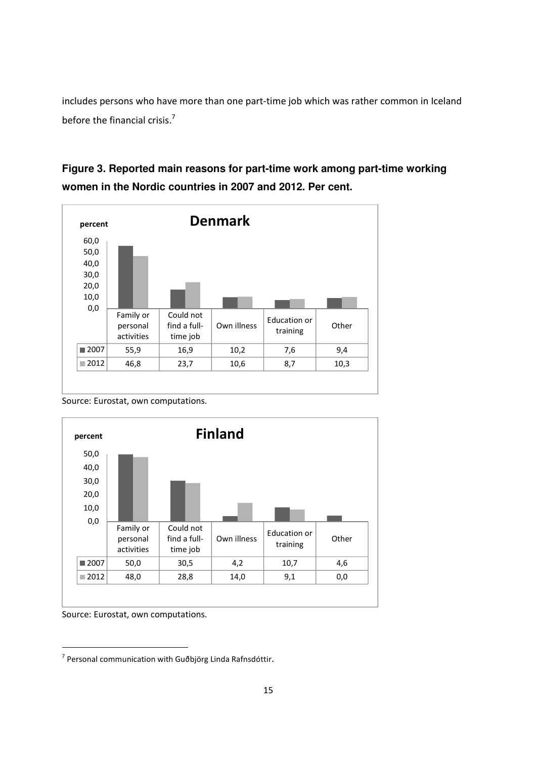includes persons who have more than one part-time job which was rather common in Iceland before the financial crisis.[7]

**Figure 3. Reported main reasons for part-time work among part-time working women in the Nordic countries in 2007 and 2012. Per cent.**

**Denmark** (percent)

| | Family or personal activities | Could not find a full-time job | Own illness | Education or training | Other |
|---|---|---|---|---|---|
| 2007 | 55,9 | 16,9 | 10,2 | 7,6 | 9,4 |
| 2012 | 46,8 | 23,7 | 10,6 | 8,7 | 10,3 |

Source: Eurostat, own computations.

**Finland** (percent)

| | Family or personal activities | Could not find a full-time job | Own illness | Education or training | Other |
|---|---|---|---|---|---|
| 2007 | 50,0 | 30,5 | 4,2 | 10,7 | 4,6 |
| 2012 | 48,0 | 28,8 | 14,0 | 9,1 | 0,0 |

Source: Eurostat, own computations.

[7] Personal communication with Guðbjörg Linda Rafnsdóttir.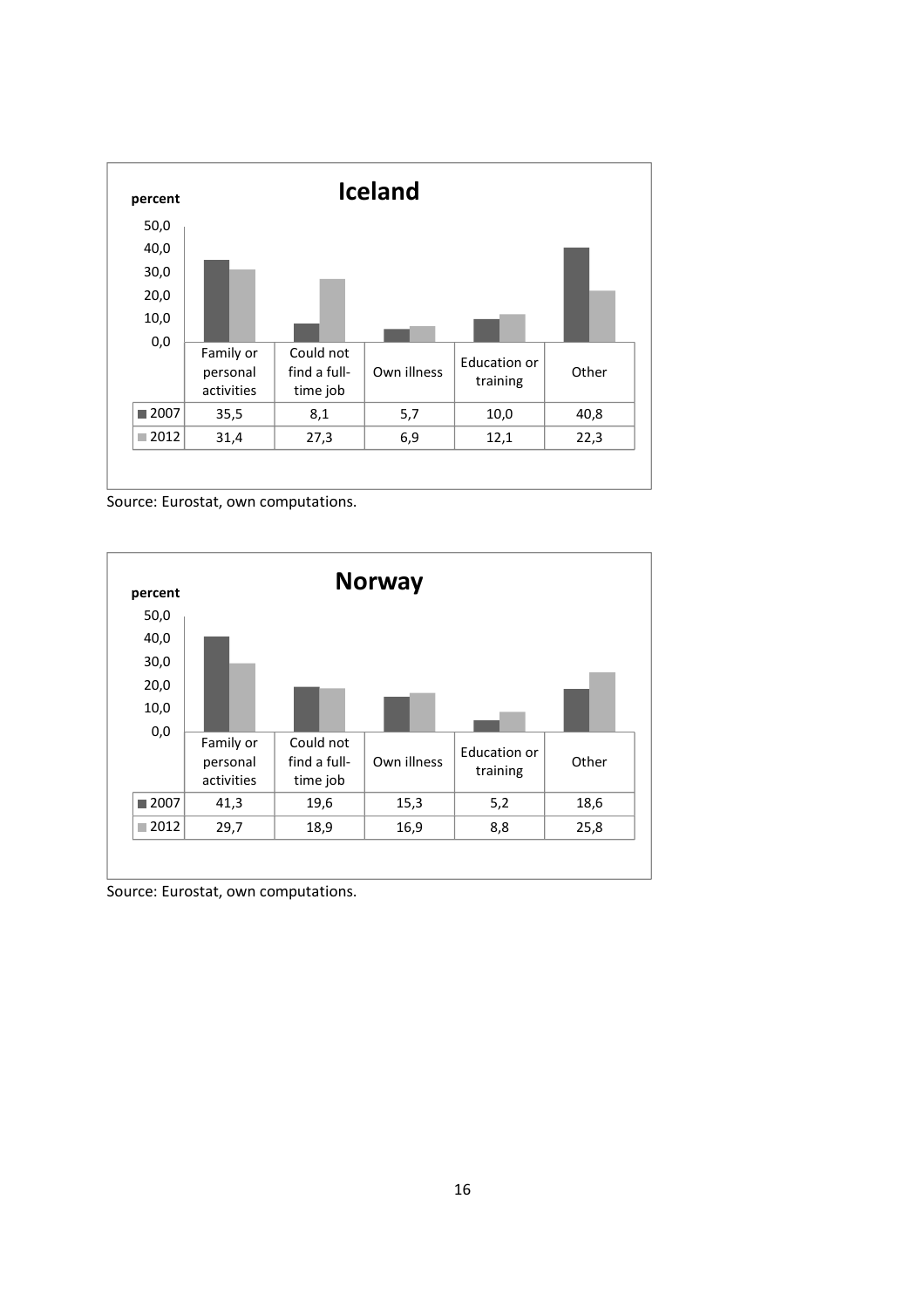**Iceland**

percent

| | Family or personal activities | Could not find a full-time job | Own illness | Education or training | Other |
|---|---|---|---|---|---|
| 2007 | 35,5 | 8,1 | 5,7 | 10,0 | 40,8 |
| 2012 | 31,4 | 27,3 | 6,9 | 12,1 | 22,3 |

Source: Eurostat, own computations.

**Norway**

percent

| | Family or personal activities | Could not find a full-time job | Own illness | Education or training | Other |
|---|---|---|---|---|---|
| 2007 | 41,3 | 19,6 | 15,3 | 5,2 | 18,6 |
| 2012 | 29,7 | 18,9 | 16,9 | 8,8 | 25,8 |

Source: Eurostat, own computations.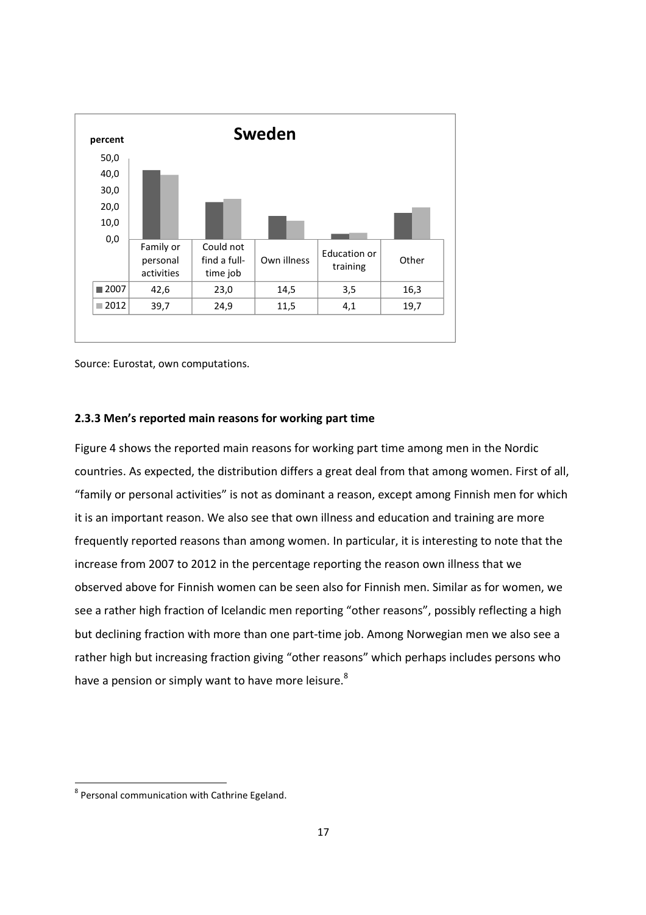**Sweden**

| | Family or personal activities | Could not find a full-time job | Own illness | Education or training | Other |
|---|---|---|---|---|---|
| 2007 | 42,6 | 23,0 | 14,5 | 3,5 | 16,3 |
| 2012 | 39,7 | 24,9 | 11,5 | 4,1 | 19,7 |

Source: Eurostat, own computations.

### 2.3.3 Men's reported main reasons for working part time

Figure 4 shows the reported main reasons for working part time among men in the Nordic countries. As expected, the distribution differs a great deal from that among women. First of all, "family or personal activities" is not as dominant a reason, except among Finnish men for which it is an important reason. We also see that own illness and education and training are more frequently reported reasons than among women. In particular, it is interesting to note that the increase from 2007 to 2012 in the percentage reporting the reason own illness that we observed above for Finnish women can be seen also for Finnish men. Similar as for women, we see a rather high fraction of Icelandic men reporting "other reasons", possibly reflecting a high but declining fraction with more than one part-time job. Among Norwegian men we also see a rather high but increasing fraction giving "other reasons" which perhaps includes persons who have a pension or simply want to have more leisure.[8]

[8] Personal communication with Cathrine Egeland.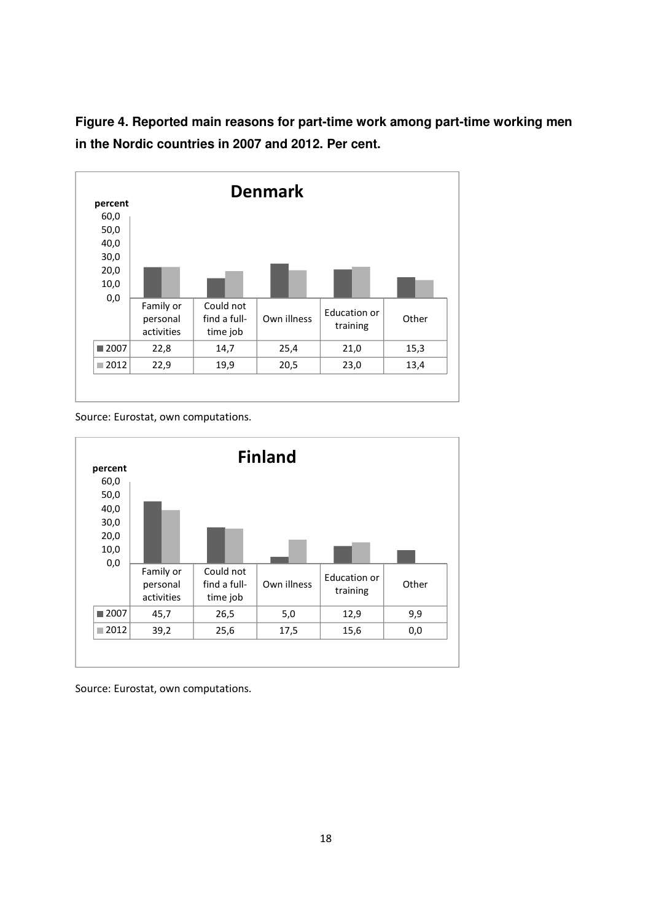**Figure 4. Reported main reasons for part-time work among part-time working men in the Nordic countries in 2007 and 2012. Per cent.**

**Denmark**

| | Family or personal activities | Could not find a full-time job | Own illness | Education or training | Other |
|---|---|---|---|---|---|
| 2007 | 22,8 | 14,7 | 25,4 | 21,0 | 15,3 |
| 2012 | 22,9 | 19,9 | 20,5 | 23,0 | 13,4 |

Source: Eurostat, own computations.

**Finland**

| | Family or personal activities | Could not find a full-time job | Own illness | Education or training | Other |
|---|---|---|---|---|---|
| 2007 | 45,7 | 26,5 | 5,0 | 12,9 | 9,9 |
| 2012 | 39,2 | 25,6 | 17,5 | 15,6 | 0,0 |

Source: Eurostat, own computations.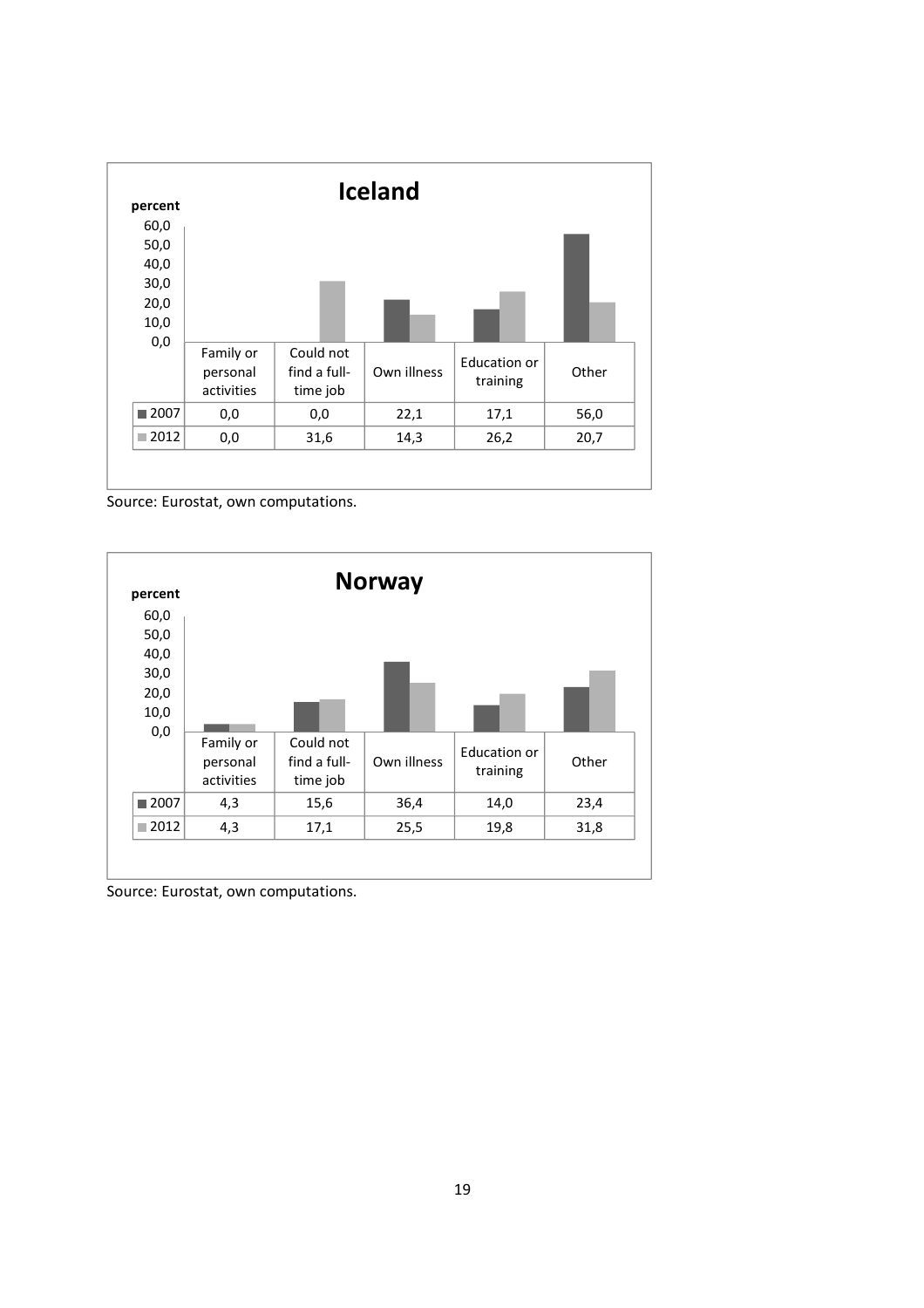**Iceland**

| percent | Family or personal activities | Could not find a full-time job | Own illness | Education or training | Other |
|---|---|---|---|---|---|
| 2007 | 0,0 | 0,0 | 22,1 | 17,1 | 56,0 |
| 2012 | 0,0 | 31,6 | 14,3 | 26,2 | 20,7 |

Source: Eurostat, own computations.

**Norway**

| percent | Family or personal activities | Could not find a full-time job | Own illness | Education or training | Other |
|---|---|---|---|---|---|
| 2007 | 4,3 | 15,6 | 36,4 | 14,0 | 23,4 |
| 2012 | 4,3 | 17,1 | 25,5 | 19,8 | 31,8 |

Source: Eurostat, own computations.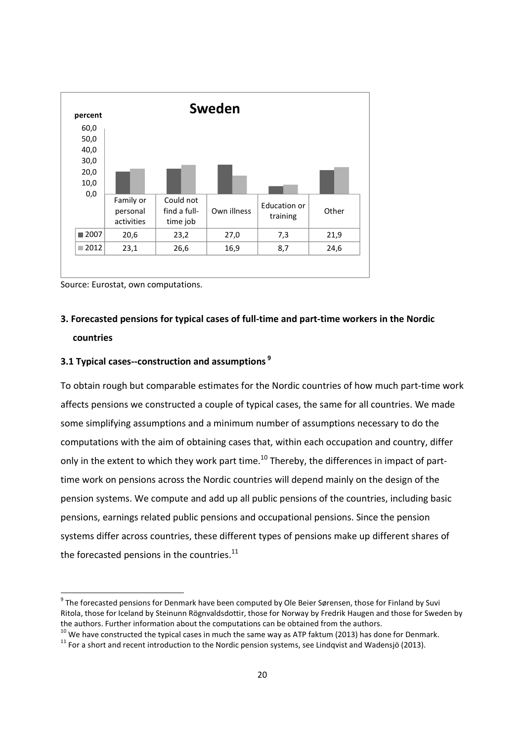**Sweden**

percent

| | Family or personal activities | Could not find a full-time job | Own illness | Education or training | Other |
|---|---|---|---|---|---|
| 2007 | 20,6 | 23,2 | 27,0 | 7,3 | 21,9 |
| 2012 | 23,1 | 26,6 | 16,9 | 8,7 | 24,6 |

Source: Eurostat, own computations.

## 3. Forecasted pensions for typical cases of full-time and part-time workers in the Nordic countries

### 3.1 Typical cases--construction and assumptions [9]

To obtain rough but comparable estimates for the Nordic countries of how much part-time work affects pensions we constructed a couple of typical cases, the same for all countries. We made some simplifying assumptions and a minimum number of assumptions necessary to do the computations with the aim of obtaining cases that, within each occupation and country, differ only in the extent to which they work part time.[10] Thereby, the differences in impact of part-time work on pensions across the Nordic countries will depend mainly on the design of the pension systems. We compute and add up all public pensions of the countries, including basic pensions, earnings related public pensions and occupational pensions. Since the pension systems differ across countries, these different types of pensions make up different shares of the forecasted pensions in the countries.[11]

[9] The forecasted pensions for Denmark have been computed by Ole Beier Sørensen, those for Finland by Suvi Ritola, those for Iceland by Steinunn Rögnvaldsdottir, those for Norway by Fredrik Haugen and those for Sweden by the authors. Further information about the computations can be obtained from the authors.

[10] We have constructed the typical cases in much the same way as ATP faktum (2013) has done for Denmark.

[11] For a short and recent introduction to the Nordic pension systems, see Lindqvist and Wadensjö (2013).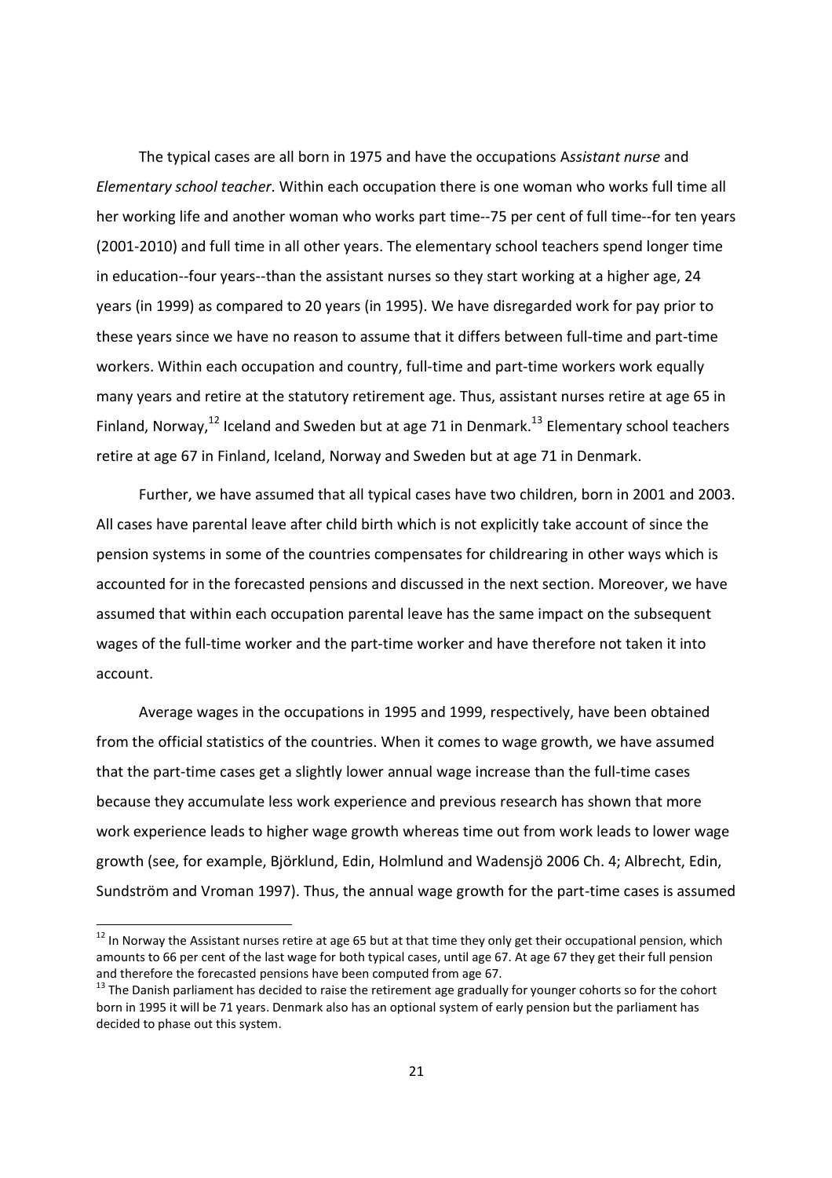The typical cases are all born in 1975 and have the occupations A*ssistant nurse* and *Elementary school teacher*. Within each occupation there is one woman who works full time all her working life and another woman who works part time--75 per cent of full time--for ten years (2001-2010) and full time in all other years. The elementary school teachers spend longer time in education--four years--than the assistant nurses so they start working at a higher age, 24 years (in 1999) as compared to 20 years (in 1995). We have disregarded work for pay prior to these years since we have no reason to assume that it differs between full-time and part-time workers. Within each occupation and country, full-time and part-time workers work equally many years and retire at the statutory retirement age. Thus, assistant nurses retire at age 65 in Finland, Norway,[12] Iceland and Sweden but at age 71 in Denmark.[13] Elementary school teachers retire at age 67 in Finland, Iceland, Norway and Sweden but at age 71 in Denmark.

Further, we have assumed that all typical cases have two children, born in 2001 and 2003. All cases have parental leave after child birth which is not explicitly take account of since the pension systems in some of the countries compensates for childrearing in other ways which is accounted for in the forecasted pensions and discussed in the next section. Moreover, we have assumed that within each occupation parental leave has the same impact on the subsequent wages of the full-time worker and the part-time worker and have therefore not taken it into account.

Average wages in the occupations in 1995 and 1999, respectively, have been obtained from the official statistics of the countries. When it comes to wage growth, we have assumed that the part-time cases get a slightly lower annual wage increase than the full-time cases because they accumulate less work experience and previous research has shown that more work experience leads to higher wage growth whereas time out from work leads to lower wage growth (see, for example, Björklund, Edin, Holmlund and Wadensjö 2006 Ch. 4; Albrecht, Edin, Sundström and Vroman 1997). Thus, the annual wage growth for the part-time cases is assumed

---

[12] In Norway the Assistant nurses retire at age 65 but at that time they only get their occupational pension, which amounts to 66 per cent of the last wage for both typical cases, until age 67. At age 67 they get their full pension and therefore the forecasted pensions have been computed from age 67.

[13] The Danish parliament has decided to raise the retirement age gradually for younger cohorts so for the cohort born in 1995 it will be 71 years. Denmark also has an optional system of early pension but the parliament has decided to phase out this system.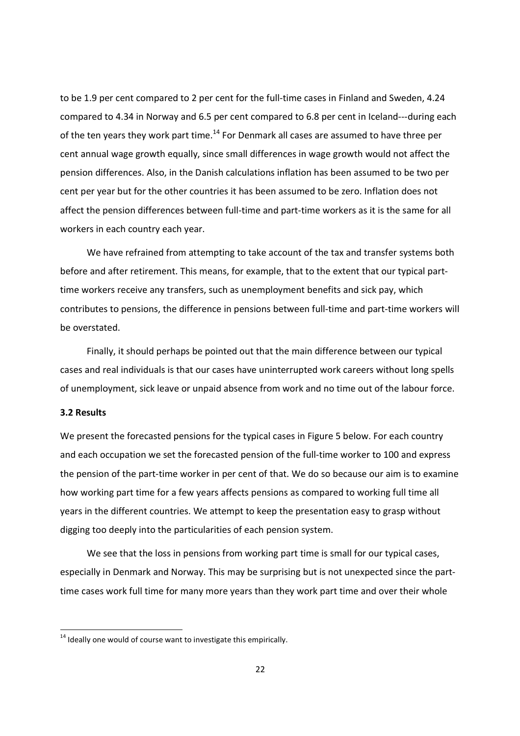to be 1.9 per cent compared to 2 per cent for the full-time cases in Finland and Sweden, 4.24 compared to 4.34 in Norway and 6.5 per cent compared to 6.8 per cent in Iceland---during each of the ten years they work part time.[14] For Denmark all cases are assumed to have three per cent annual wage growth equally, since small differences in wage growth would not affect the pension differences. Also, in the Danish calculations inflation has been assumed to be two per cent per year but for the other countries it has been assumed to be zero. Inflation does not affect the pension differences between full-time and part-time workers as it is the same for all workers in each country each year.

We have refrained from attempting to take account of the tax and transfer systems both before and after retirement. This means, for example, that to the extent that our typical part-time workers receive any transfers, such as unemployment benefits and sick pay, which contributes to pensions, the difference in pensions between full-time and part-time workers will be overstated.

Finally, it should perhaps be pointed out that the main difference between our typical cases and real individuals is that our cases have uninterrupted work careers without long spells of unemployment, sick leave or unpaid absence from work and no time out of the labour force.

### 3.2 Results

We present the forecasted pensions for the typical cases in Figure 5 below. For each country and each occupation we set the forecasted pension of the full-time worker to 100 and express the pension of the part-time worker in per cent of that. We do so because our aim is to examine how working part time for a few years affects pensions as compared to working full time all years in the different countries. We attempt to keep the presentation easy to grasp without digging too deeply into the particularities of each pension system.

We see that the loss in pensions from working part time is small for our typical cases, especially in Denmark and Norway. This may be surprising but is not unexpected since the part-time cases work full time for many more years than they work part time and over their whole

[14] Ideally one would of course want to investigate this empirically.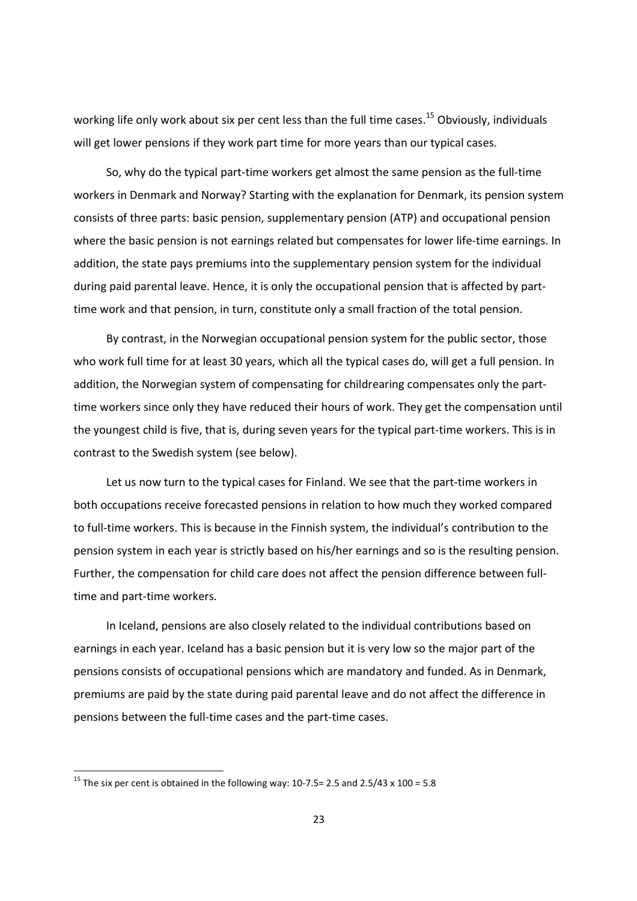working life only work about six per cent less than the full time cases.[15] Obviously, individuals will get lower pensions if they work part time for more years than our typical cases.

So, why do the typical part-time workers get almost the same pension as the full-time workers in Denmark and Norway? Starting with the explanation for Denmark, its pension system consists of three parts: basic pension, supplementary pension (ATP) and occupational pension where the basic pension is not earnings related but compensates for lower life-time earnings. In addition, the state pays premiums into the supplementary pension system for the individual during paid parental leave. Hence, it is only the occupational pension that is affected by part-time work and that pension, in turn, constitute only a small fraction of the total pension.

By contrast, in the Norwegian occupational pension system for the public sector, those who work full time for at least 30 years, which all the typical cases do, will get a full pension. In addition, the Norwegian system of compensating for childrearing compensates only the part-time workers since only they have reduced their hours of work. They get the compensation until the youngest child is five, that is, during seven years for the typical part-time workers. This is in contrast to the Swedish system (see below).

Let us now turn to the typical cases for Finland. We see that the part-time workers in both occupations receive forecasted pensions in relation to how much they worked compared to full-time workers. This is because in the Finnish system, the individual's contribution to the pension system in each year is strictly based on his/her earnings and so is the resulting pension. Further, the compensation for child care does not affect the pension difference between full-time and part-time workers.

In Iceland, pensions are also closely related to the individual contributions based on earnings in each year. Iceland has a basic pension but it is very low so the major part of the pensions consists of occupational pensions which are mandatory and funded. As in Denmark, premiums are paid by the state during paid parental leave and do not affect the difference in pensions between the full-time cases and the part-time cases.

---

[15] The six per cent is obtained in the following way: 10-7.5= 2.5 and 2.5/43 x 100 = 5.8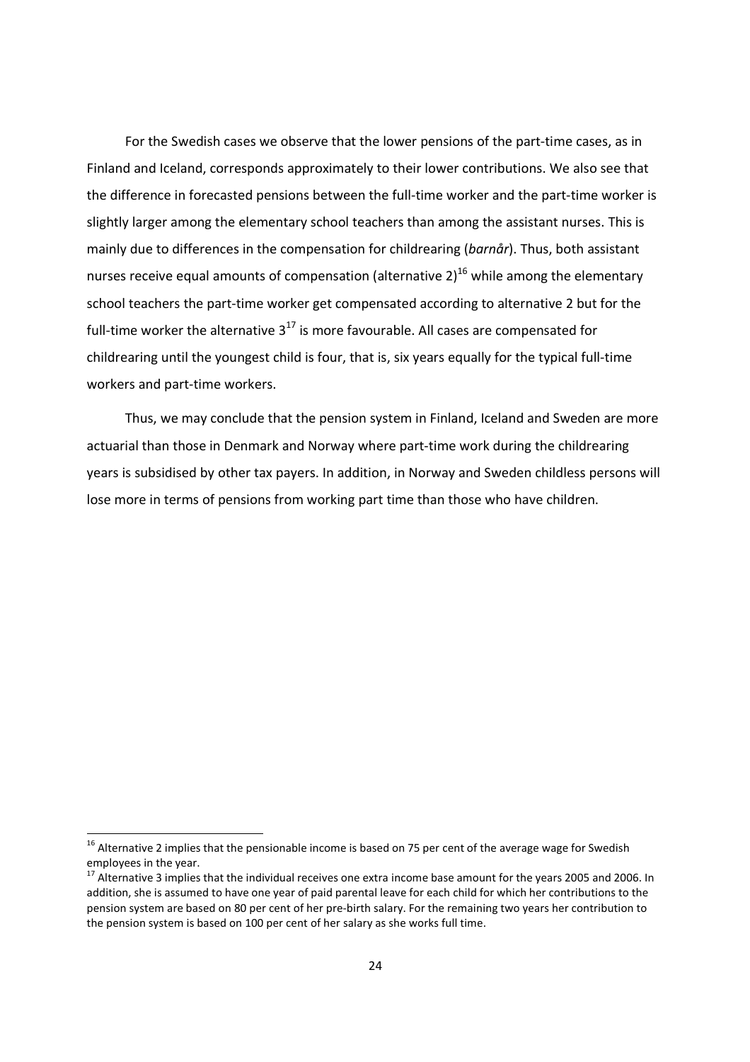For the Swedish cases we observe that the lower pensions of the part-time cases, as in Finland and Iceland, corresponds approximately to their lower contributions. We also see that the difference in forecasted pensions between the full-time worker and the part-time worker is slightly larger among the elementary school teachers than among the assistant nurses. This is mainly due to differences in the compensation for childrearing (*barnår*). Thus, both assistant nurses receive equal amounts of compensation (alternative 2)[16] while among the elementary school teachers the part-time worker get compensated according to alternative 2 but for the full-time worker the alternative 3[17] is more favourable. All cases are compensated for childrearing until the youngest child is four, that is, six years equally for the typical full-time workers and part-time workers.

Thus, we may conclude that the pension system in Finland, Iceland and Sweden are more actuarial than those in Denmark and Norway where part-time work during the childrearing years is subsidised by other tax payers. In addition, in Norway and Sweden childless persons will lose more in terms of pensions from working part time than those who have children.

[16] Alternative 2 implies that the pensionable income is based on 75 per cent of the average wage for Swedish employees in the year.

[17] Alternative 3 implies that the individual receives one extra income base amount for the years 2005 and 2006. In addition, she is assumed to have one year of paid parental leave for each child for which her contributions to the pension system are based on 80 per cent of her pre-birth salary. For the remaining two years her contribution to the pension system is based on 100 per cent of her salary as she works full time.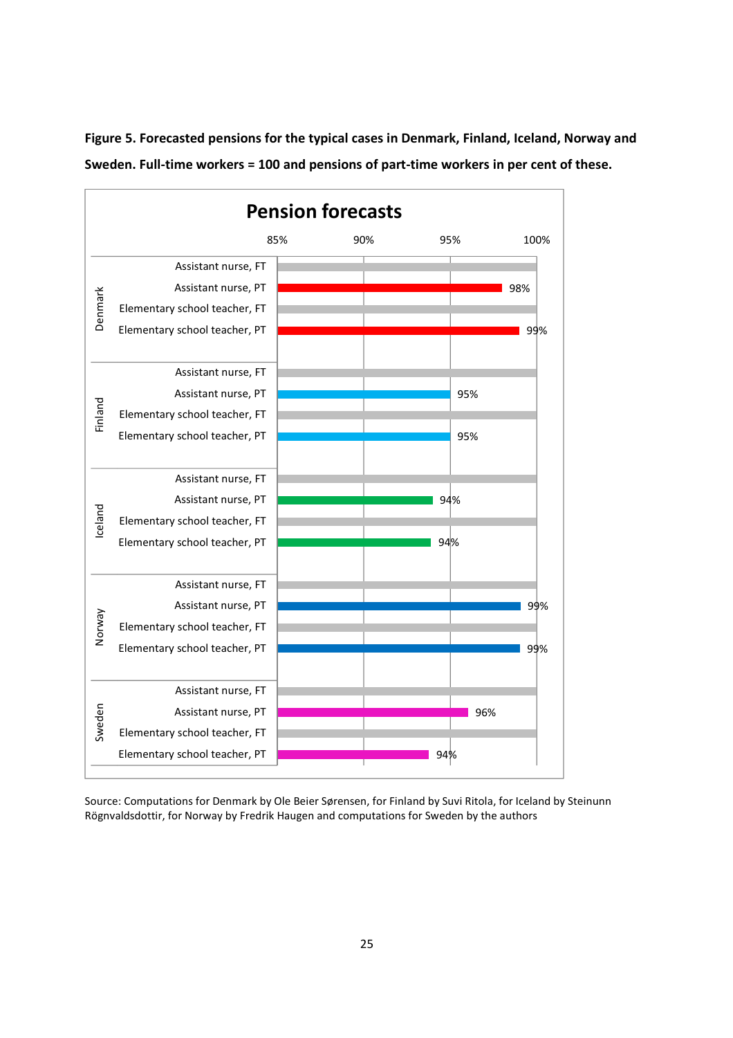**Figure 5. Forecasted pensions for the typical cases in Denmark, Finland, Iceland, Norway and Sweden. Full-time workers = 100 and pensions of part-time workers in per cent of these.**

**Pension forecasts**

| Country | Case | Pension |
|---|---|---|
| Denmark | Assistant nurse, FT | 100% |
| Denmark | Assistant nurse, PT | 98% |
| Denmark | Elementary school teacher, FT | 100% |
| Denmark | Elementary school teacher, PT | 99% |
| Finland | Assistant nurse, FT | 100% |
| Finland | Assistant nurse, PT | 95% |
| Finland | Elementary school teacher, FT | 100% |
| Finland | Elementary school teacher, PT | 95% |
| Iceland | Assistant nurse, FT | 100% |
| Iceland | Assistant nurse, PT | 94% |
| Iceland | Elementary school teacher, FT | 100% |
| Iceland | Elementary school teacher, PT | 94% |
| Norway | Assistant nurse, FT | 100% |
| Norway | Assistant nurse, PT | 99% |
| Norway | Elementary school teacher, FT | 100% |
| Norway | Elementary school teacher, PT | 99% |
| Sweden | Assistant nurse, FT | 100% |
| Sweden | Assistant nurse, PT | 96% |
| Sweden | Elementary school teacher, FT | 100% |
| Sweden | Elementary school teacher, PT | 94% |

Source: Computations for Denmark by Ole Beier Sørensen, for Finland by Suvi Ritola, for Iceland by Steinunn Rögnvaldsdottir, for Norway by Fredrik Haugen and computations for Sweden by the authors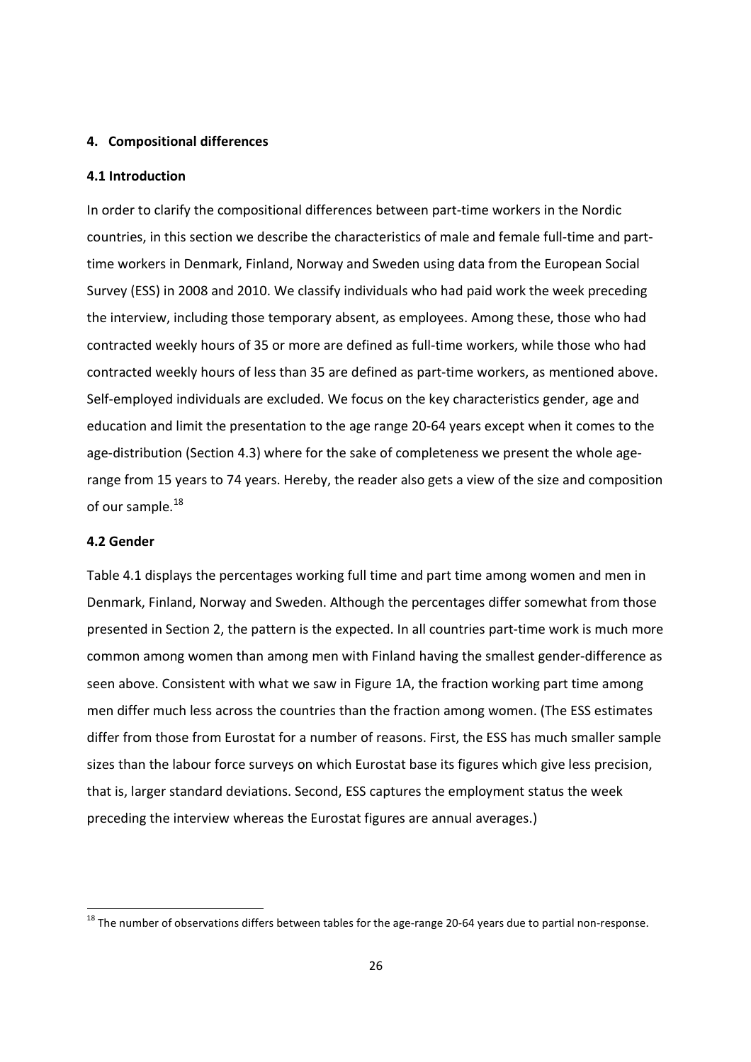## 4. Compositional differences

### 4.1 Introduction

In order to clarify the compositional differences between part-time workers in the Nordic countries, in this section we describe the characteristics of male and female full-time and part-time workers in Denmark, Finland, Norway and Sweden using data from the European Social Survey (ESS) in 2008 and 2010. We classify individuals who had paid work the week preceding the interview, including those temporary absent, as employees. Among these, those who had contracted weekly hours of 35 or more are defined as full-time workers, while those who had contracted weekly hours of less than 35 are defined as part-time workers, as mentioned above. Self-employed individuals are excluded. We focus on the key characteristics gender, age and education and limit the presentation to the age range 20-64 years except when it comes to the age-distribution (Section 4.3) where for the sake of completeness we present the whole age-range from 15 years to 74 years. Hereby, the reader also gets a view of the size and composition of our sample.[18]

### 4.2 Gender

Table 4.1 displays the percentages working full time and part time among women and men in Denmark, Finland, Norway and Sweden. Although the percentages differ somewhat from those presented in Section 2, the pattern is the expected. In all countries part-time work is much more common among women than among men with Finland having the smallest gender-difference as seen above. Consistent with what we saw in Figure 1A, the fraction working part time among men differ much less across the countries than the fraction among women. (The ESS estimates differ from those from Eurostat for a number of reasons. First, the ESS has much smaller sample sizes than the labour force surveys on which Eurostat base its figures which give less precision, that is, larger standard deviations. Second, ESS captures the employment status the week preceding the interview whereas the Eurostat figures are annual averages.)

[18] The number of observations differs between tables for the age-range 20-64 years due to partial non-response.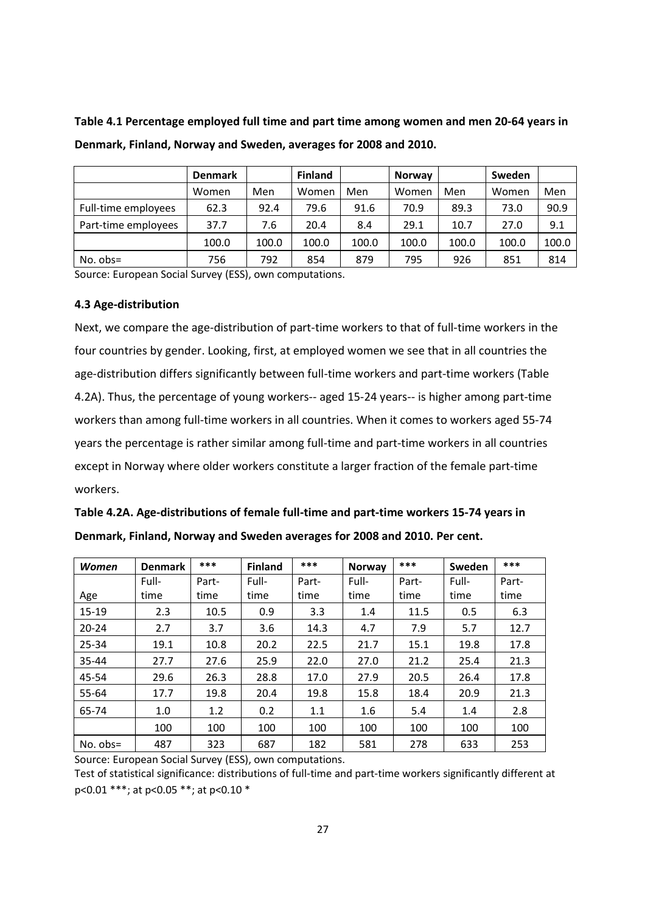**Table 4.1 Percentage employed full time and part time among women and men 20-64 years in Denmark, Finland, Norway and Sweden, averages for 2008 and 2010.**

| | Denmark | | Finland | | Norway | | Sweden | |
|---|---|---|---|---|---|---|---|---|
| | Women | Men | Women | Men | Women | Men | Women | Men |
| Full-time employees | 62.3 | 92.4 | 79.6 | 91.6 | 70.9 | 89.3 | 73.0 | 90.9 |
| Part-time employees | 37.7 | 7.6 | 20.4 | 8.4 | 29.1 | 10.7 | 27.0 | 9.1 |
| | 100.0 | 100.0 | 100.0 | 100.0 | 100.0 | 100.0 | 100.0 | 100.0 |
| No. obs= | 756 | 792 | 854 | 879 | 795 | 926 | 851 | 814 |

Source: European Social Survey (ESS), own computations.

### 4.3 Age-distribution

Next, we compare the age-distribution of part-time workers to that of full-time workers in the four countries by gender. Looking, first, at employed women we see that in all countries the age-distribution differs significantly between full-time workers and part-time workers (Table 4.2A). Thus, the percentage of young workers-- aged 15-24 years-- is higher among part-time workers than among full-time workers in all countries. When it comes to workers aged 55-74 years the percentage is rather similar among full-time and part-time workers in all countries except in Norway where older workers constitute a larger fraction of the female part-time workers.

**Table 4.2A. Age-distributions of female full-time and part-time workers 15-74 years in Denmark, Finland, Norway and Sweden averages for 2008 and 2010. Per cent.**

| *Women* | Denmark | *** | Finland | *** | Norway | *** | Sweden | *** |
|---|---|---|---|---|---|---|---|---|
| Age | Full-time | Part-time | Full-time | Part-time | Full-time | Part-time | Full-time | Part-time |
| 15-19 | 2.3 | 10.5 | 0.9 | 3.3 | 1.4 | 11.5 | 0.5 | 6.3 |
| 20-24 | 2.7 | 3.7 | 3.6 | 14.3 | 4.7 | 7.9 | 5.7 | 12.7 |
| 25-34 | 19.1 | 10.8 | 20.2 | 22.5 | 21.7 | 15.1 | 19.8 | 17.8 |
| 35-44 | 27.7 | 27.6 | 25.9 | 22.0 | 27.0 | 21.2 | 25.4 | 21.3 |
| 45-54 | 29.6 | 26.3 | 28.8 | 17.0 | 27.9 | 20.5 | 26.4 | 17.8 |
| 55-64 | 17.7 | 19.8 | 20.4 | 19.8 | 15.8 | 18.4 | 20.9 | 21.3 |
| 65-74 | 1.0 | 1.2 | 0.2 | 1.1 | 1.6 | 5.4 | 1.4 | 2.8 |
| | 100 | 100 | 100 | 100 | 100 | 100 | 100 | 100 |
| No. obs= | 487 | 323 | 687 | 182 | 581 | 278 | 633 | 253 |

Source: European Social Survey (ESS), own computations.

Test of statistical significance: distributions of full-time and part-time workers significantly different at $p<0.01$ ***; at $p<0.05$ **; at $p<0.10$ *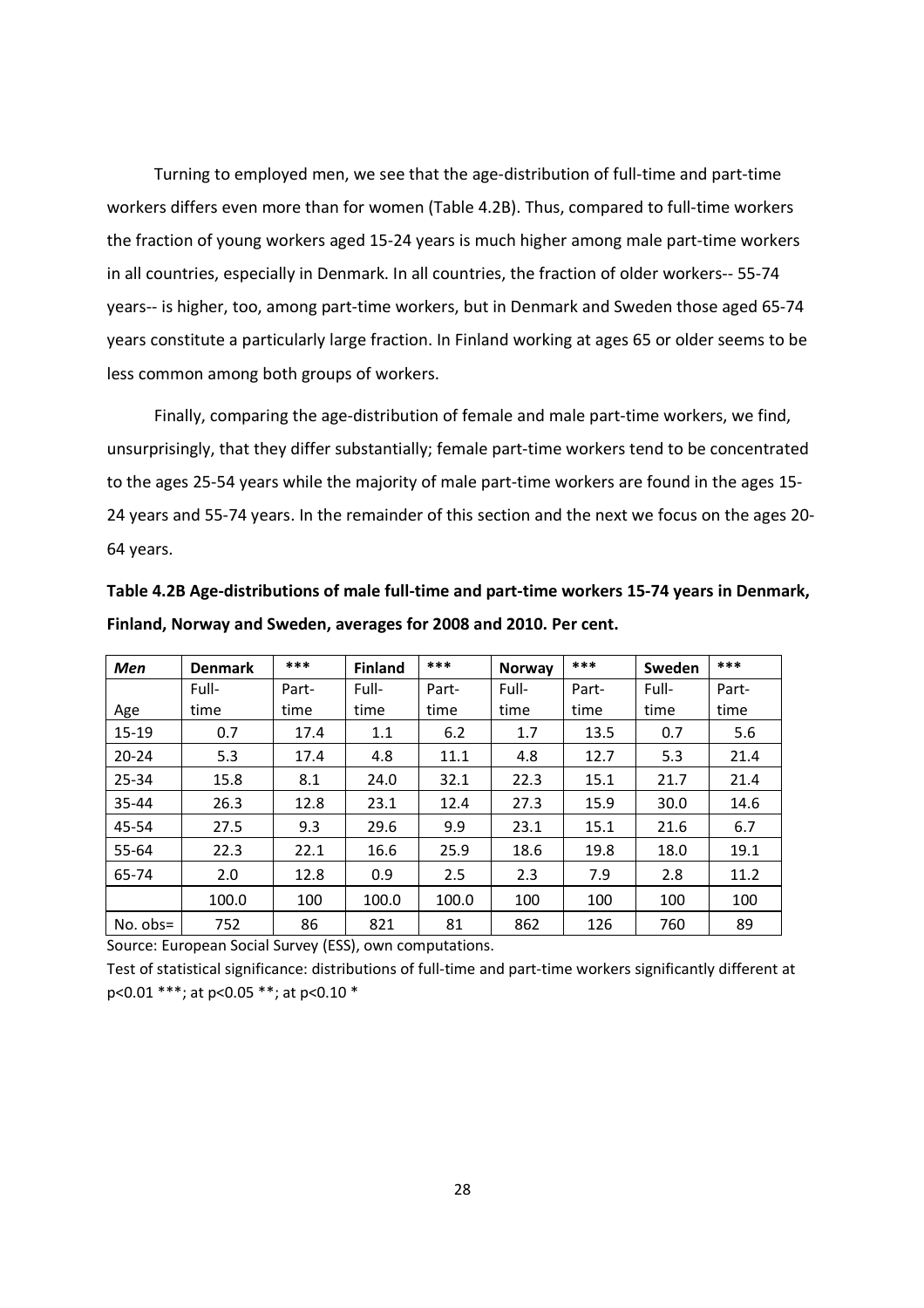Turning to employed men, we see that the age-distribution of full-time and part-time workers differs even more than for women (Table 4.2B). Thus, compared to full-time workers the fraction of young workers aged 15-24 years is much higher among male part-time workers in all countries, especially in Denmark. In all countries, the fraction of older workers-- 55-74 years-- is higher, too, among part-time workers, but in Denmark and Sweden those aged 65-74 years constitute a particularly large fraction. In Finland working at ages 65 or older seems to be less common among both groups of workers.

Finally, comparing the age-distribution of female and male part-time workers, we find, unsurprisingly, that they differ substantially; female part-time workers tend to be concentrated to the ages 25-54 years while the majority of male part-time workers are found in the ages 15-24 years and 55-74 years. In the remainder of this section and the next we focus on the ages 20-64 years.

**Table 4.2B Age-distributions of male full-time and part-time workers 15-74 years in Denmark, Finland, Norway and Sweden, averages for 2008 and 2010. Per cent.**

| *Men* | **Denmark** | *** | **Finland** | *** | **Norway** | *** | **Sweden** | *** |
|---|---|---|---|---|---|---|---|---|
| Age | Full-time | Part-time | Full-time | Part-time | Full-time | Part-time | Full-time | Part-time |
| 15-19 | 0.7 | 17.4 | 1.1 | 6.2 | 1.7 | 13.5 | 0.7 | 5.6 |
| 20-24 | 5.3 | 17.4 | 4.8 | 11.1 | 4.8 | 12.7 | 5.3 | 21.4 |
| 25-34 | 15.8 | 8.1 | 24.0 | 32.1 | 22.3 | 15.1 | 21.7 | 21.4 |
| 35-44 | 26.3 | 12.8 | 23.1 | 12.4 | 27.3 | 15.9 | 30.0 | 14.6 |
| 45-54 | 27.5 | 9.3 | 29.6 | 9.9 | 23.1 | 15.1 | 21.6 | 6.7 |
| 55-64 | 22.3 | 22.1 | 16.6 | 25.9 | 18.6 | 19.8 | 18.0 | 19.1 |
| 65-74 | 2.0 | 12.8 | 0.9 | 2.5 | 2.3 | 7.9 | 2.8 | 11.2 |
| | 100.0 | 100 | 100.0 | 100.0 | 100 | 100 | 100 | 100 |
| No. obs= | 752 | 86 | 821 | 81 | 862 | 126 | 760 | 89 |

Source: European Social Survey (ESS), own computations.

Test of statistical significance: distributions of full-time and part-time workers significantly different at $p<0.01$ ***; at $p<0.05$ **; at $p<0.10$ *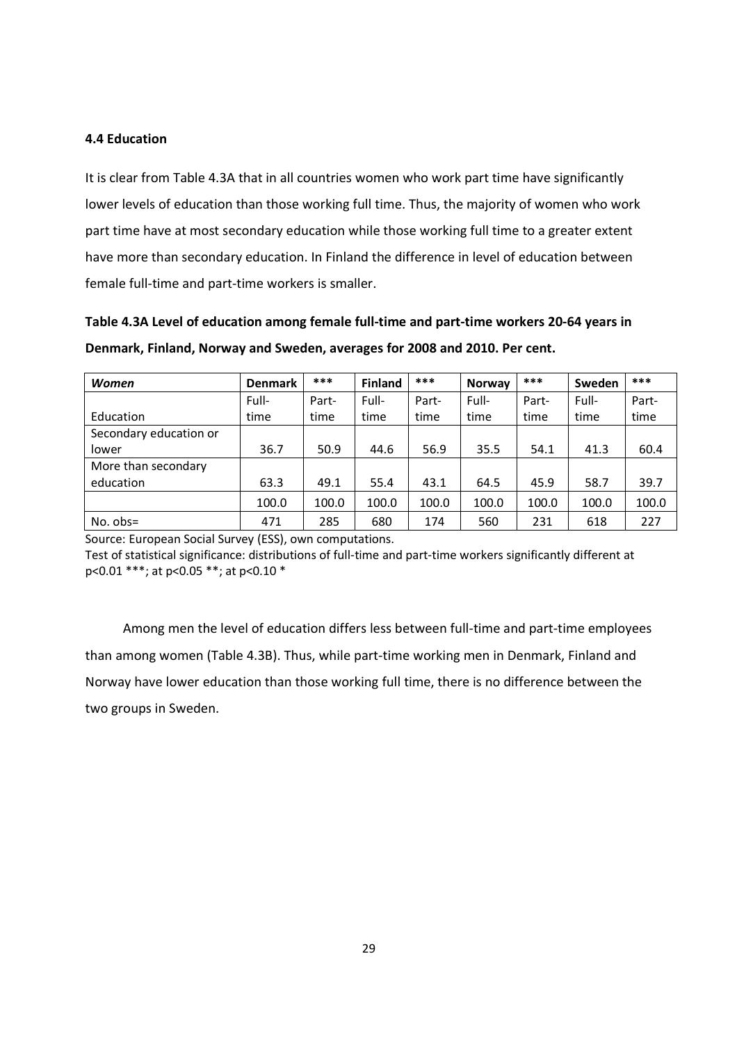### 4.4 Education

It is clear from Table 4.3A that in all countries women who work part time have significantly lower levels of education than those working full time. Thus, the majority of women who work part time have at most secondary education while those working full time to a greater extent have more than secondary education. In Finland the difference in level of education between female full-time and part-time workers is smaller.

**Table 4.3A Level of education among female full-time and part-time workers 20-64 years in Denmark, Finland, Norway and Sweden, averages for 2008 and 2010. Per cent.**

| *Women* | **Denmark** | *** | **Finland** | *** | **Norway** | *** | **Sweden** | *** |
|---|---|---|---|---|---|---|---|---|
| Education | Full-time | Part-time | Full-time | Part-time | Full-time | Part-time | Full-time | Part-time |
| Secondary education or lower | 36.7 | 50.9 | 44.6 | 56.9 | 35.5 | 54.1 | 41.3 | 60.4 |
| More than secondary education | 63.3 | 49.1 | 55.4 | 43.1 | 64.5 | 45.9 | 58.7 | 39.7 |
| | 100.0 | 100.0 | 100.0 | 100.0 | 100.0 | 100.0 | 100.0 | 100.0 |
| No. obs= | 471 | 285 | 680 | 174 | 560 | 231 | 618 | 227 |

Source: European Social Survey (ESS), own computations.
Test of statistical significance: distributions of full-time and part-time workers significantly different at $p<0.01$ ***; at $p<0.05$ **; at $p<0.10$ *

Among men the level of education differs less between full-time and part-time employees than among women (Table 4.3B). Thus, while part-time working men in Denmark, Finland and Norway have lower education than those working full time, there is no difference between the two groups in Sweden.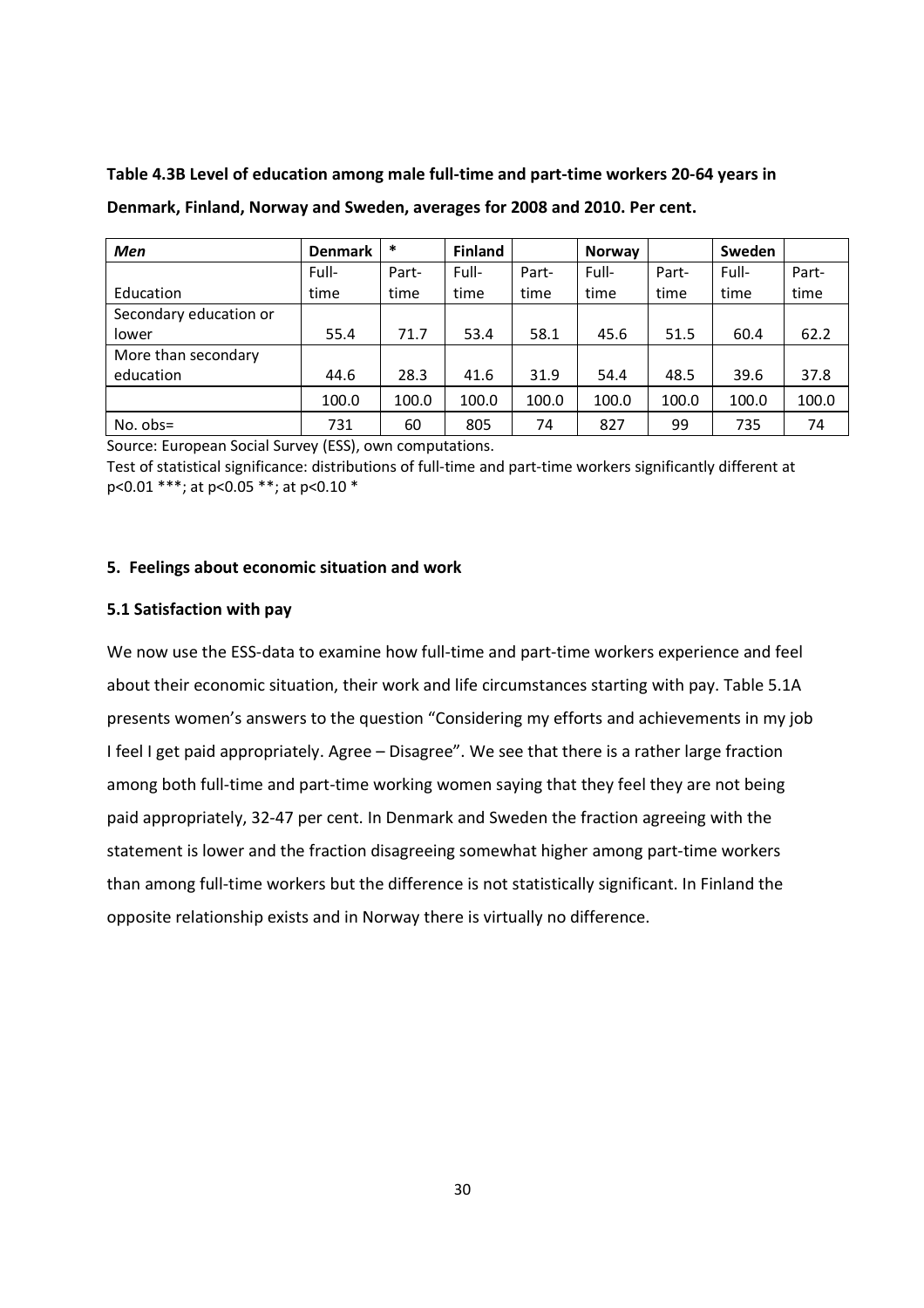**Table 4.3B Level of education among male full-time and part-time workers 20-64 years in Denmark, Finland, Norway and Sweden, averages for 2008 and 2010. Per cent.**

| *Men* | Denmark | * | Finland | | Norway | | Sweden | |
|---|---|---|---|---|---|---|---|---|
| Education | Full-time | Part-time | Full-time | Part-time | Full-time | Part-time | Full-time | Part-time |
| Secondary education or lower | 55.4 | 71.7 | 53.4 | 58.1 | 45.6 | 51.5 | 60.4 | 62.2 |
| More than secondary education | 44.6 | 28.3 | 41.6 | 31.9 | 54.4 | 48.5 | 39.6 | 37.8 |
| | 100.0 | 100.0 | 100.0 | 100.0 | 100.0 | 100.0 | 100.0 | 100.0 |
| No. obs= | 731 | 60 | 805 | 74 | 827 | 99 | 735 | 74 |

Source: European Social Survey (ESS), own computations.

Test of statistical significance: distributions of full-time and part-time workers significantly different at $p<0.01$ ***; at $p<0.05$ **; at $p<0.10$ *

#### 5. Feelings about economic situation and work

##### 5.1 Satisfaction with pay

We now use the ESS-data to examine how full-time and part-time workers experience and feel about their economic situation, their work and life circumstances starting with pay. Table 5.1A presents women's answers to the question "Considering my efforts and achievements in my job I feel I get paid appropriately. Agree – Disagree". We see that there is a rather large fraction among both full-time and part-time working women saying that they feel they are not being paid appropriately, 32-47 per cent. In Denmark and Sweden the fraction agreeing with the statement is lower and the fraction disagreeing somewhat higher among part-time workers than among full-time workers but the difference is not statistically significant. In Finland the opposite relationship exists and in Norway there is virtually no difference.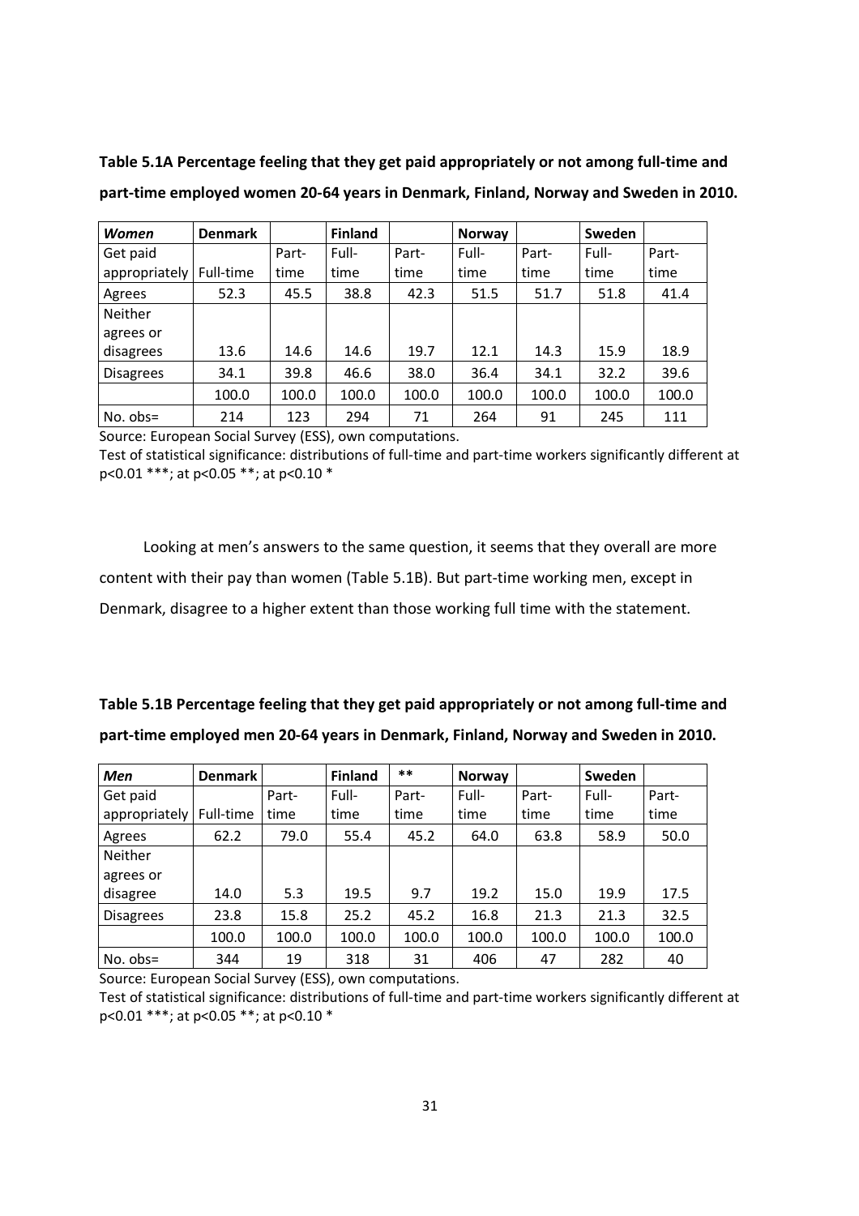**Table 5.1A Percentage feeling that they get paid appropriately or not among full-time and part-time employed women 20-64 years in Denmark, Finland, Norway and Sweden in 2010.**

| *Women* | **Denmark** | | **Finland** | | **Norway** | | **Sweden** | |
|---|---|---|---|---|---|---|---|---|
| Get paid appropriately | Full-time | Part-time | Full-time | Part-time | Full-time | Part-time | Full-time | Part-time |
| Agrees | 52.3 | 45.5 | 38.8 | 42.3 | 51.5 | 51.7 | 51.8 | 41.4 |
| Neither agrees or disagrees | 13.6 | 14.6 | 14.6 | 19.7 | 12.1 | 14.3 | 15.9 | 18.9 |
| Disagrees | 34.1 | 39.8 | 46.6 | 38.0 | 36.4 | 34.1 | 32.2 | 39.6 |
| | 100.0 | 100.0 | 100.0 | 100.0 | 100.0 | 100.0 | 100.0 | 100.0 |
| No. obs= | 214 | 123 | 294 | 71 | 264 | 91 | 245 | 111 |

Source: European Social Survey (ESS), own computations.

Test of statistical significance: distributions of full-time and part-time workers significantly different at p<0.01 ***; at p<0.05 **; at p<0.10 *

Looking at men's answers to the same question, it seems that they overall are more content with their pay than women (Table 5.1B). But part-time working men, except in Denmark, disagree to a higher extent than those working full time with the statement.

**Table 5.1B Percentage feeling that they get paid appropriately or not among full-time and part-time employed men 20-64 years in Denmark, Finland, Norway and Sweden in 2010.**

| *Men* | **Denmark** | | **Finland** | ** | **Norway** | | **Sweden** | |
|---|---|---|---|---|---|---|---|---|
| Get paid appropriately | Full-time | Part-time | Full-time | Part-time | Full-time | Part-time | Full-time | Part-time |
| Agrees | 62.2 | 79.0 | 55.4 | 45.2 | 64.0 | 63.8 | 58.9 | 50.0 |
| Neither agrees or disagree | 14.0 | 5.3 | 19.5 | 9.7 | 19.2 | 15.0 | 19.9 | 17.5 |
| Disagrees | 23.8 | 15.8 | 25.2 | 45.2 | 16.8 | 21.3 | 21.3 | 32.5 |
| | 100.0 | 100.0 | 100.0 | 100.0 | 100.0 | 100.0 | 100.0 | 100.0 |
| No. obs= | 344 | 19 | 318 | 31 | 406 | 47 | 282 | 40 |

Source: European Social Survey (ESS), own computations.

Test of statistical significance: distributions of full-time and part-time workers significantly different at p<0.01 ***; at p<0.05 **; at p<0.10 *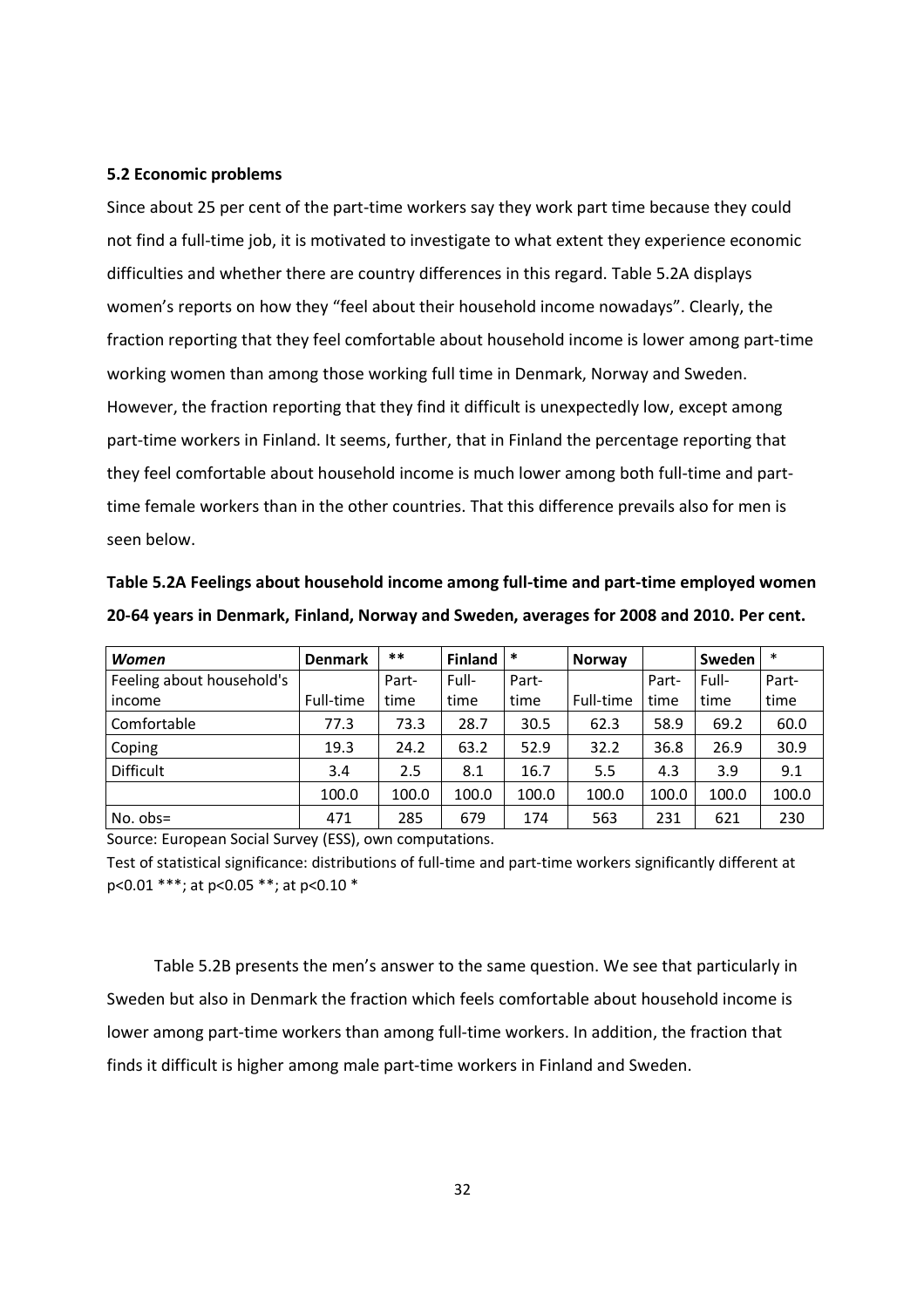### 5.2 Economic problems

Since about 25 per cent of the part-time workers say they work part time because they could not find a full-time job, it is motivated to investigate to what extent they experience economic difficulties and whether there are country differences in this regard. Table 5.2A displays women's reports on how they "feel about their household income nowadays". Clearly, the fraction reporting that they feel comfortable about household income is lower among part-time working women than among those working full time in Denmark, Norway and Sweden. However, the fraction reporting that they find it difficult is unexpectedly low, except among part-time workers in Finland. It seems, further, that in Finland the percentage reporting that they feel comfortable about household income is much lower among both full-time and part-time female workers than in the other countries. That this difference prevails also for men is seen below.

**Table 5.2A Feelings about household income among full-time and part-time employed women 20-64 years in Denmark, Finland, Norway and Sweden, averages for 2008 and 2010. Per cent.**

| *Women* | **Denmark** | ** | **Finland** | * | **Norway** | | **Sweden** | * |
|---|---|---|---|---|---|---|---|---|
| Feeling about household's income | Full-time | Part-time | Full-time | Part-time | Full-time | Part-time | Full-time | Part-time |
| Comfortable | 77.3 | 73.3 | 28.7 | 30.5 | 62.3 | 58.9 | 69.2 | 60.0 |
| Coping | 19.3 | 24.2 | 63.2 | 52.9 | 32.2 | 36.8 | 26.9 | 30.9 |
| Difficult | 3.4 | 2.5 | 8.1 | 16.7 | 5.5 | 4.3 | 3.9 | 9.1 |
| | 100.0 | 100.0 | 100.0 | 100.0 | 100.0 | 100.0 | 100.0 | 100.0 |
| No. obs= | 471 | 285 | 679 | 174 | 563 | 231 | 621 | 230 |

Source: European Social Survey (ESS), own computations.

Test of statistical significance: distributions of full-time and part-time workers significantly different at p<0.01 ***; at p<0.05 **; at p<0.10 *

Table 5.2B presents the men's answer to the same question. We see that particularly in Sweden but also in Denmark the fraction which feels comfortable about household income is lower among part-time workers than among full-time workers. In addition, the fraction that finds it difficult is higher among male part-time workers in Finland and Sweden.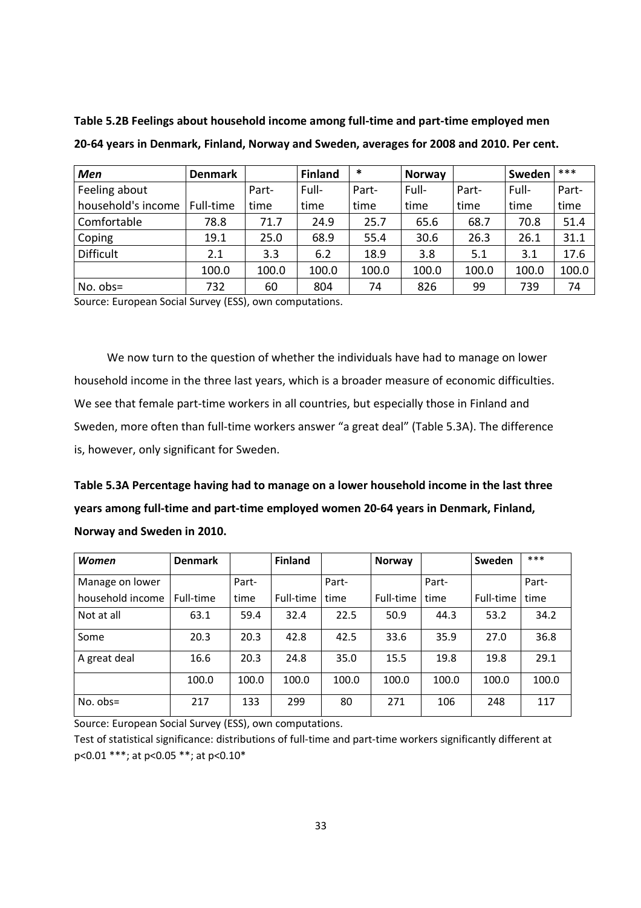**Table 5.2B Feelings about household income among full-time and part-time employed men 20-64 years in Denmark, Finland, Norway and Sweden, averages for 2008 and 2010. Per cent.**

| *Men* | **Denmark** | | **Finland** | * | **Norway** | | **Sweden** | *** |
|---|---|---|---|---|---|---|---|---|
| Feeling about household's income | Full-time | Part-time | Full-time | Part-time | Full-time | Part-time | Full-time | Part-time |
| Comfortable | 78.8 | 71.7 | 24.9 | 25.7 | 65.6 | 68.7 | 70.8 | 51.4 |
| Coping | 19.1 | 25.0 | 68.9 | 55.4 | 30.6 | 26.3 | 26.1 | 31.1 |
| Difficult | 2.1 | 3.3 | 6.2 | 18.9 | 3.8 | 5.1 | 3.1 | 17.6 |
| | 100.0 | 100.0 | 100.0 | 100.0 | 100.0 | 100.0 | 100.0 | 100.0 |
| No. obs= | 732 | 60 | 804 | 74 | 826 | 99 | 739 | 74 |

Source: European Social Survey (ESS), own computations.

We now turn to the question of whether the individuals have had to manage on lower household income in the three last years, which is a broader measure of economic difficulties. We see that female part-time workers in all countries, but especially those in Finland and Sweden, more often than full-time workers answer "a great deal" (Table 5.3A). The difference is, however, only significant for Sweden.

**Table 5.3A Percentage having had to manage on a lower household income in the last three years among full-time and part-time employed women 20-64 years in Denmark, Finland, Norway and Sweden in 2010.**

| *Women* | **Denmark** | | **Finland** | | **Norway** | | **Sweden** | *** |
|---|---|---|---|---|---|---|---|---|
| Manage on lower household income | Full-time | Part-time | Full-time | Part-time | Full-time | Part-time | Full-time | Part-time |
| Not at all | 63.1 | 59.4 | 32.4 | 22.5 | 50.9 | 44.3 | 53.2 | 34.2 |
| Some | 20.3 | 20.3 | 42.8 | 42.5 | 33.6 | 35.9 | 27.0 | 36.8 |
| A great deal | 16.6 | 20.3 | 24.8 | 35.0 | 15.5 | 19.8 | 19.8 | 29.1 |
| | 100.0 | 100.0 | 100.0 | 100.0 | 100.0 | 100.0 | 100.0 | 100.0 |
| No. obs= | 217 | 133 | 299 | 80 | 271 | 106 | 248 | 117 |

Source: European Social Survey (ESS), own computations.

Test of statistical significance: distributions of full-time and part-time workers significantly different at $p<0.01$ ***; at $p<0.05$ **; at $p<0.10$*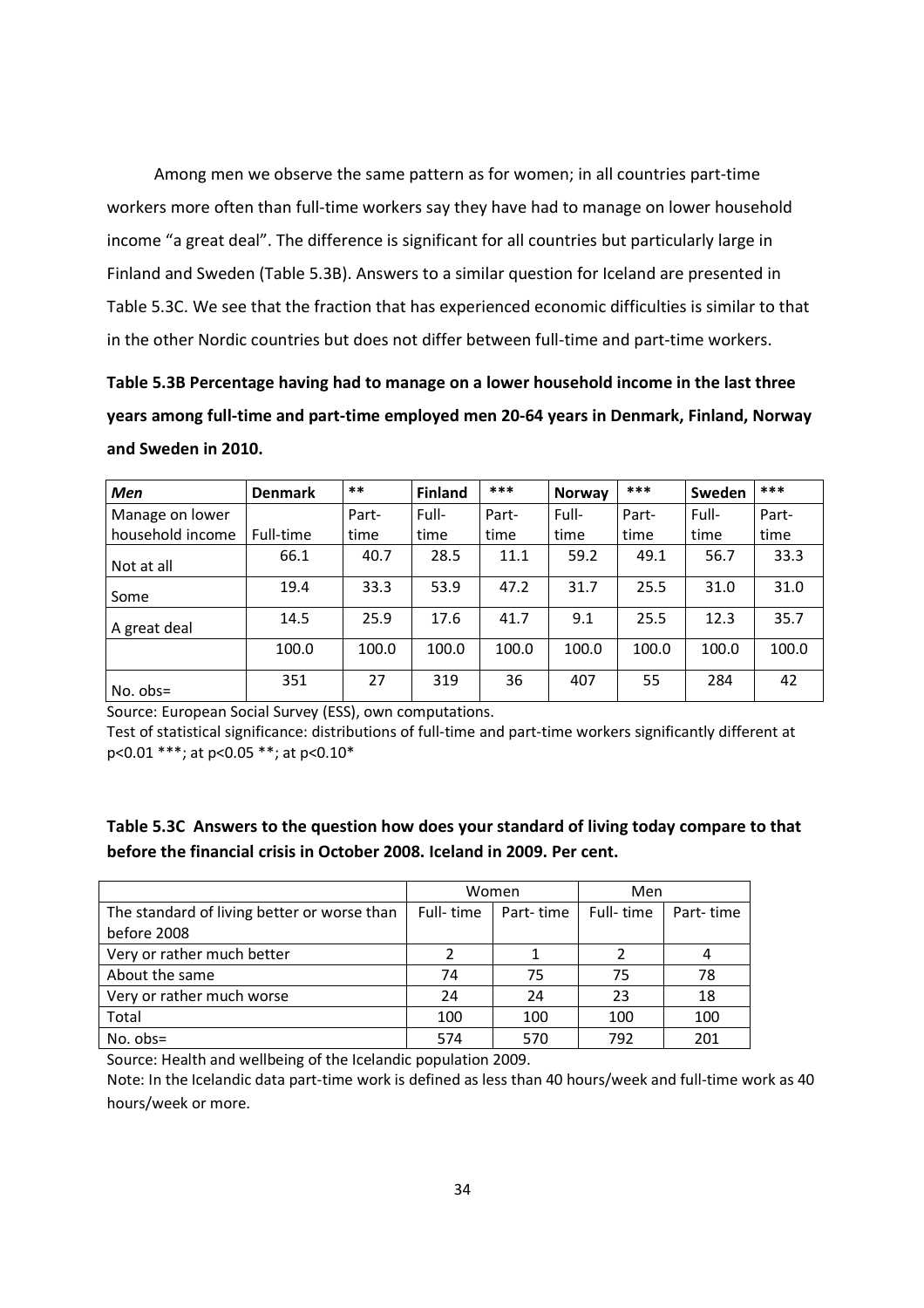Among men we observe the same pattern as for women; in all countries part-time workers more often than full-time workers say they have had to manage on lower household income "a great deal". The difference is significant for all countries but particularly large in Finland and Sweden (Table 5.3B). Answers to a similar question for Iceland are presented in Table 5.3C. We see that the fraction that has experienced economic difficulties is similar to that in the other Nordic countries but does not differ between full-time and part-time workers.

**Table 5.3B Percentage having had to manage on a lower household income in the last three years among full-time and part-time employed men 20-64 years in Denmark, Finland, Norway and Sweden in 2010.**

| ***Men*** | **Denmark** | ** | **Finland** | *** | **Norway** | *** | **Sweden** | *** |
|---|---|---|---|---|---|---|---|---|
| Manage on lower household income | Full-time | Part-time | Full-time | Part-time | Full-time | Part-time | Full-time | Part-time |
| Not at all | 66.1 | 40.7 | 28.5 | 11.1 | 59.2 | 49.1 | 56.7 | 33.3 |
| Some | 19.4 | 33.3 | 53.9 | 47.2 | 31.7 | 25.5 | 31.0 | 31.0 |
| A great deal | 14.5 | 25.9 | 17.6 | 41.7 | 9.1 | 25.5 | 12.3 | 35.7 |
| | 100.0 | 100.0 | 100.0 | 100.0 | 100.0 | 100.0 | 100.0 | 100.0 |
| No. obs= | 351 | 27 | 319 | 36 | 407 | 55 | 284 | 42 |

Source: European Social Survey (ESS), own computations.
Test of statistical significance: distributions of full-time and part-time workers significantly different at $p<0.01$ ***; at $p<0.05$ **; at $p<0.10$*

**Table 5.3C Answers to the question how does your standard of living today compare to that before the financial crisis in October 2008. Iceland in 2009. Per cent.**

| | Women | | Men | |
|---|---|---|---|---|
| The standard of living better or worse than before 2008 | Full- time | Part- time | Full- time | Part- time |
| Very or rather much better | 2 | 1 | 2 | 4 |
| About the same | 74 | 75 | 75 | 78 |
| Very or rather much worse | 24 | 24 | 23 | 18 |
| Total | 100 | 100 | 100 | 100 |
| No. obs= | 574 | 570 | 792 | 201 |

Source: Health and wellbeing of the Icelandic population 2009.
Note: In the Icelandic data part-time work is defined as less than 40 hours/week and full-time work as 40 hours/week or more.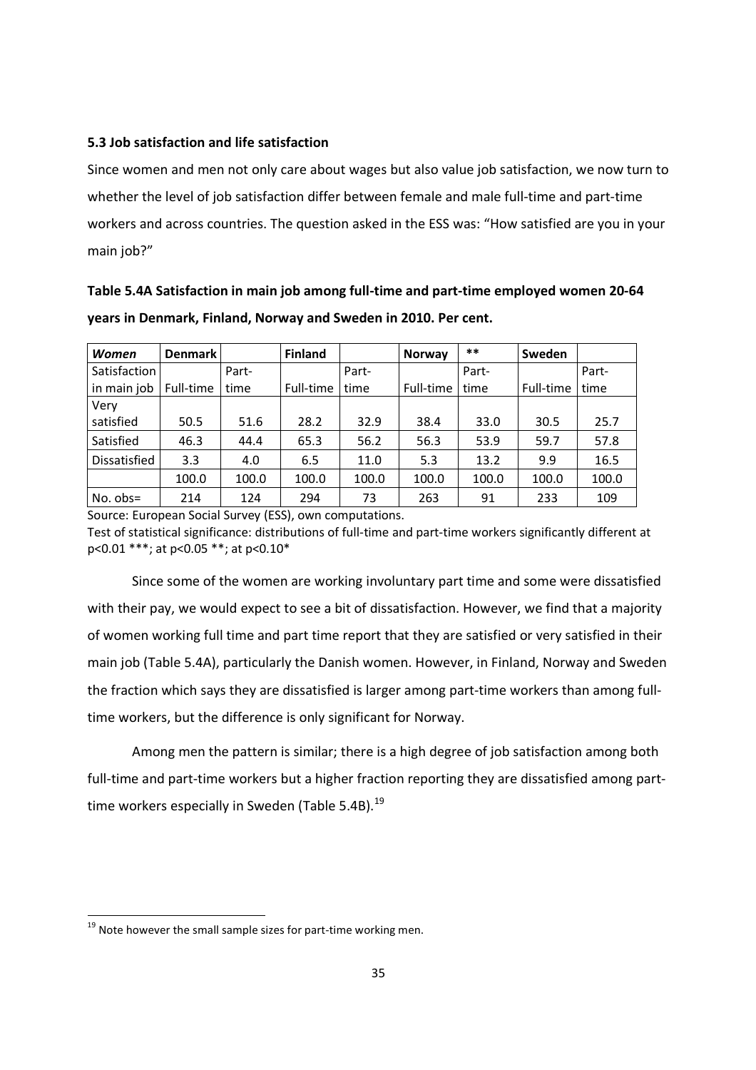### 5.3 Job satisfaction and life satisfaction

Since women and men not only care about wages but also value job satisfaction, we now turn to whether the level of job satisfaction differ between female and male full-time and part-time workers and across countries. The question asked in the ESS was: "How satisfied are you in your main job?"

**Table 5.4A Satisfaction in main job among full-time and part-time employed women 20-64 years in Denmark, Finland, Norway and Sweden in 2010. Per cent.**

| *Women* | Denmark | | Finland | | Norway | ** | Sweden | |
|---|---|---|---|---|---|---|---|---|
| Satisfaction in main job | Full-time | Part-time | Full-time | Part-time | Full-time | Part-time | Full-time | Part-time |
| Very satisfied | 50.5 | 51.6 | 28.2 | 32.9 | 38.4 | 33.0 | 30.5 | 25.7 |
| Satisfied | 46.3 | 44.4 | 65.3 | 56.2 | 56.3 | 53.9 | 59.7 | 57.8 |
| Dissatisfied | 3.3 | 4.0 | 6.5 | 11.0 | 5.3 | 13.2 | 9.9 | 16.5 |
| | 100.0 | 100.0 | 100.0 | 100.0 | 100.0 | 100.0 | 100.0 | 100.0 |
| No. obs= | 214 | 124 | 294 | 73 | 263 | 91 | 233 | 109 |

Source: European Social Survey (ESS), own computations.

Test of statistical significance: distributions of full-time and part-time workers significantly different at p<0.01 ***; at p<0.05 **; at p<0.10*

Since some of the women are working involuntary part time and some were dissatisfied with their pay, we would expect to see a bit of dissatisfaction. However, we find that a majority of women working full time and part time report that they are satisfied or very satisfied in their main job (Table 5.4A), particularly the Danish women. However, in Finland, Norway and Sweden the fraction which says they are dissatisfied is larger among part-time workers than among full-time workers, but the difference is only significant for Norway.

Among men the pattern is similar; there is a high degree of job satisfaction among both full-time and part-time workers but a higher fraction reporting they are dissatisfied among part-time workers especially in Sweden (Table 5.4B).[19]

[19] Note however the small sample sizes for part-time working men.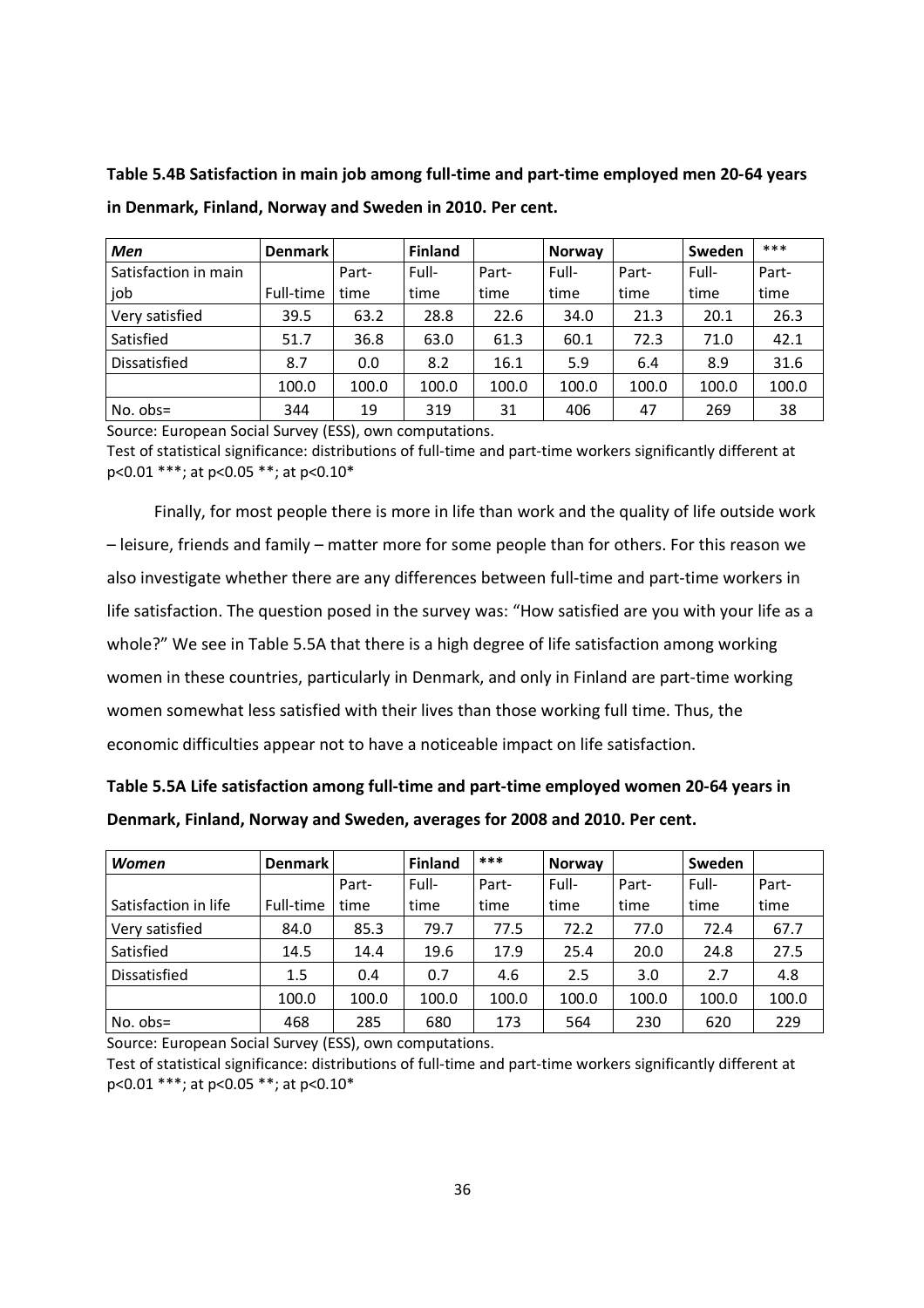**Table 5.4B Satisfaction in main job among full-time and part-time employed men 20-64 years in Denmark, Finland, Norway and Sweden in 2010. Per cent.**

| *Men* | Denmark | | Finland | | Norway | | Sweden | *** |
|---|---|---|---|---|---|---|---|---|
| Satisfaction in main job | Full-time | Part-time | Full-time | Part-time | Full-time | Part-time | Full-time | Part-time |
| Very satisfied | 39.5 | 63.2 | 28.8 | 22.6 | 34.0 | 21.3 | 20.1 | 26.3 |
| Satisfied | 51.7 | 36.8 | 63.0 | 61.3 | 60.1 | 72.3 | 71.0 | 42.1 |
| Dissatisfied | 8.7 | 0.0 | 8.2 | 16.1 | 5.9 | 6.4 | 8.9 | 31.6 |
| | 100.0 | 100.0 | 100.0 | 100.0 | 100.0 | 100.0 | 100.0 | 100.0 |
| No. obs= | 344 | 19 | 319 | 31 | 406 | 47 | 269 | 38 |

Source: European Social Survey (ESS), own computations.
Test of statistical significance: distributions of full-time and part-time workers significantly different at p<0.01 ***; at p<0.05 **; at p<0.10*

Finally, for most people there is more in life than work and the quality of life outside work – leisure, friends and family – matter more for some people than for others. For this reason we also investigate whether there are any differences between full-time and part-time workers in life satisfaction. The question posed in the survey was: "How satisfied are you with your life as a whole?" We see in Table 5.5A that there is a high degree of life satisfaction among working women in these countries, particularly in Denmark, and only in Finland are part-time working women somewhat less satisfied with their lives than those working full time. Thus, the economic difficulties appear not to have a noticeable impact on life satisfaction.

**Table 5.5A Life satisfaction among full-time and part-time employed women 20-64 years in Denmark, Finland, Norway and Sweden, averages for 2008 and 2010. Per cent.**

| *Women* | Denmark | | Finland | *** | Norway | | Sweden | |
|---|---|---|---|---|---|---|---|---|
| Satisfaction in life | Full-time | Part-time | Full-time | Part-time | Full-time | Part-time | Full-time | Part-time |
| Very satisfied | 84.0 | 85.3 | 79.7 | 77.5 | 72.2 | 77.0 | 72.4 | 67.7 |
| Satisfied | 14.5 | 14.4 | 19.6 | 17.9 | 25.4 | 20.0 | 24.8 | 27.5 |
| Dissatisfied | 1.5 | 0.4 | 0.7 | 4.6 | 2.5 | 3.0 | 2.7 | 4.8 |
| | 100.0 | 100.0 | 100.0 | 100.0 | 100.0 | 100.0 | 100.0 | 100.0 |
| No. obs= | 468 | 285 | 680 | 173 | 564 | 230 | 620 | 229 |

Source: European Social Survey (ESS), own computations.
Test of statistical significance: distributions of full-time and part-time workers significantly different at p<0.01 ***; at p<0.05 **; at p<0.10*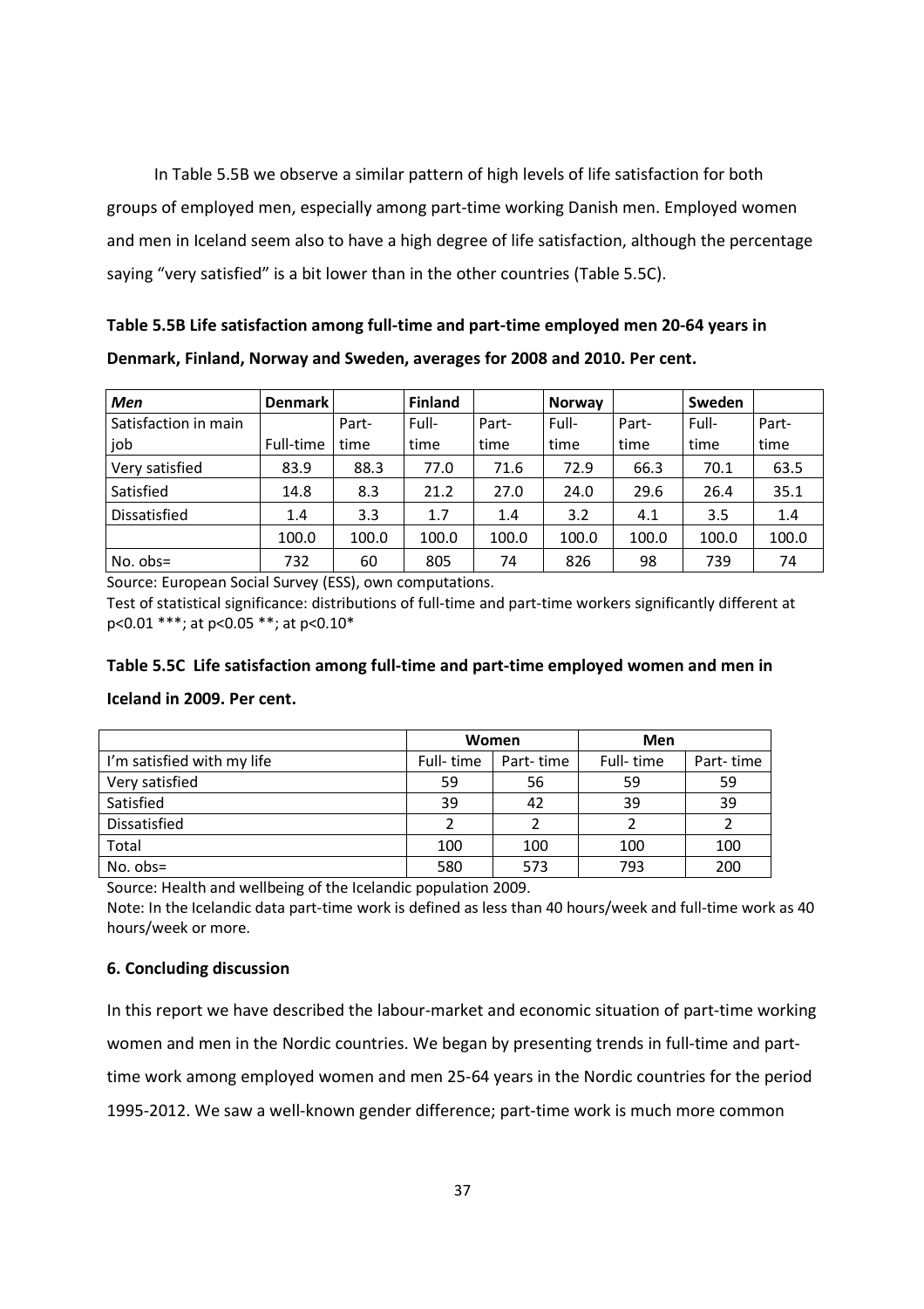In Table 5.5B we observe a similar pattern of high levels of life satisfaction for both groups of employed men, especially among part-time working Danish men. Employed women and men in Iceland seem also to have a high degree of life satisfaction, although the percentage saying "very satisfied" is a bit lower than in the other countries (Table 5.5C).

**Table 5.5B Life satisfaction among full-time and part-time employed men 20-64 years in Denmark, Finland, Norway and Sweden, averages for 2008 and 2010. Per cent.**

| *Men* | **Denmark** | | **Finland** | | **Norway** | | **Sweden** | |
|---|---|---|---|---|---|---|---|---|
| Satisfaction in main job | Full-time | Part-time | Full-time | Part-time | Full-time | Part-time | Full-time | Part-time |
| Very satisfied | 83.9 | 88.3 | 77.0 | 71.6 | 72.9 | 66.3 | 70.1 | 63.5 |
| Satisfied | 14.8 | 8.3 | 21.2 | 27.0 | 24.0 | 29.6 | 26.4 | 35.1 |
| Dissatisfied | 1.4 | 3.3 | 1.7 | 1.4 | 3.2 | 4.1 | 3.5 | 1.4 |
| | 100.0 | 100.0 | 100.0 | 100.0 | 100.0 | 100.0 | 100.0 | 100.0 |
| No. obs= | 732 | 60 | 805 | 74 | 826 | 98 | 739 | 74 |

Source: European Social Survey (ESS), own computations.

Test of statistical significance: distributions of full-time and part-time workers significantly different at p<0.01 ***; at p<0.05 **; at p<0.10*

**Table 5.5C Life satisfaction among full-time and part-time employed women and men in Iceland in 2009. Per cent.**

| | **Women** | | **Men** | |
|---|---|---|---|---|
| I'm satisfied with my life | Full- time | Part- time | Full- time | Part- time |
| Very satisfied | 59 | 56 | 59 | 59 |
| Satisfied | 39 | 42 | 39 | 39 |
| Dissatisfied | 2 | 2 | 2 | 2 |
| Total | 100 | 100 | 100 | 100 |
| No. obs= | 580 | 573 | 793 | 200 |

Source: Health and wellbeing of the Icelandic population 2009.

Note: In the Icelandic data part-time work is defined as less than 40 hours/week and full-time work as 40 hours/week or more.

## 6. Concluding discussion

In this report we have described the labour-market and economic situation of part-time working women and men in the Nordic countries. We began by presenting trends in full-time and part-time work among employed women and men 25-64 years in the Nordic countries for the period 1995-2012. We saw a well-known gender difference; part-time work is much more common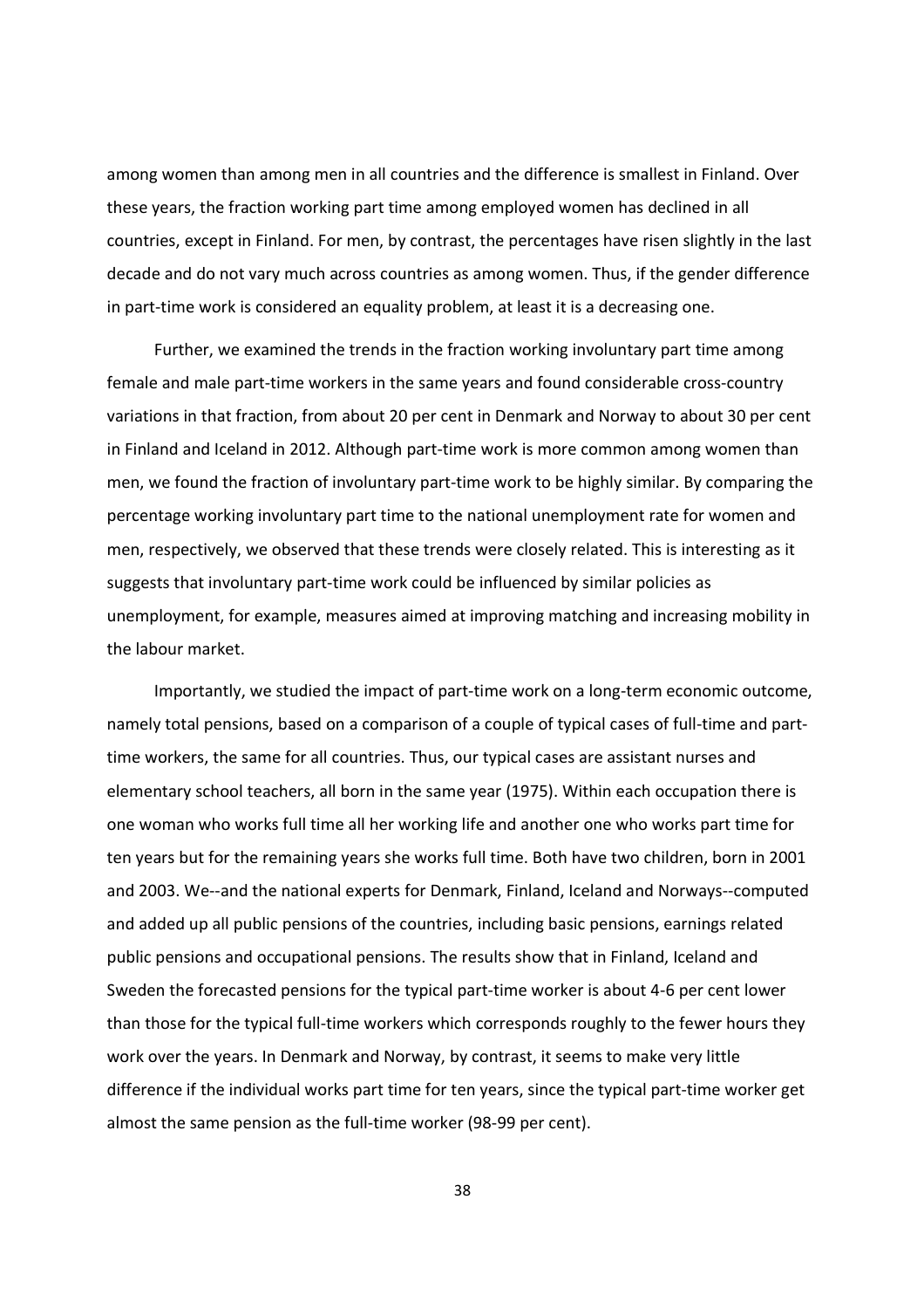among women than among men in all countries and the difference is smallest in Finland. Over these years, the fraction working part time among employed women has declined in all countries, except in Finland. For men, by contrast, the percentages have risen slightly in the last decade and do not vary much across countries as among women. Thus, if the gender difference in part-time work is considered an equality problem, at least it is a decreasing one.

Further, we examined the trends in the fraction working involuntary part time among female and male part-time workers in the same years and found considerable cross-country variations in that fraction, from about 20 per cent in Denmark and Norway to about 30 per cent in Finland and Iceland in 2012. Although part-time work is more common among women than men, we found the fraction of involuntary part-time work to be highly similar. By comparing the percentage working involuntary part time to the national unemployment rate for women and men, respectively, we observed that these trends were closely related. This is interesting as it suggests that involuntary part-time work could be influenced by similar policies as unemployment, for example, measures aimed at improving matching and increasing mobility in the labour market.

Importantly, we studied the impact of part-time work on a long-term economic outcome, namely total pensions, based on a comparison of a couple of typical cases of full-time and part-time workers, the same for all countries. Thus, our typical cases are assistant nurses and elementary school teachers, all born in the same year (1975). Within each occupation there is one woman who works full time all her working life and another one who works part time for ten years but for the remaining years she works full time. Both have two children, born in 2001 and 2003. We--and the national experts for Denmark, Finland, Iceland and Norways--computed and added up all public pensions of the countries, including basic pensions, earnings related public pensions and occupational pensions. The results show that in Finland, Iceland and Sweden the forecasted pensions for the typical part-time worker is about 4-6 per cent lower than those for the typical full-time workers which corresponds roughly to the fewer hours they work over the years. In Denmark and Norway, by contrast, it seems to make very little difference if the individual works part time for ten years, since the typical part-time worker get almost the same pension as the full-time worker (98-99 per cent).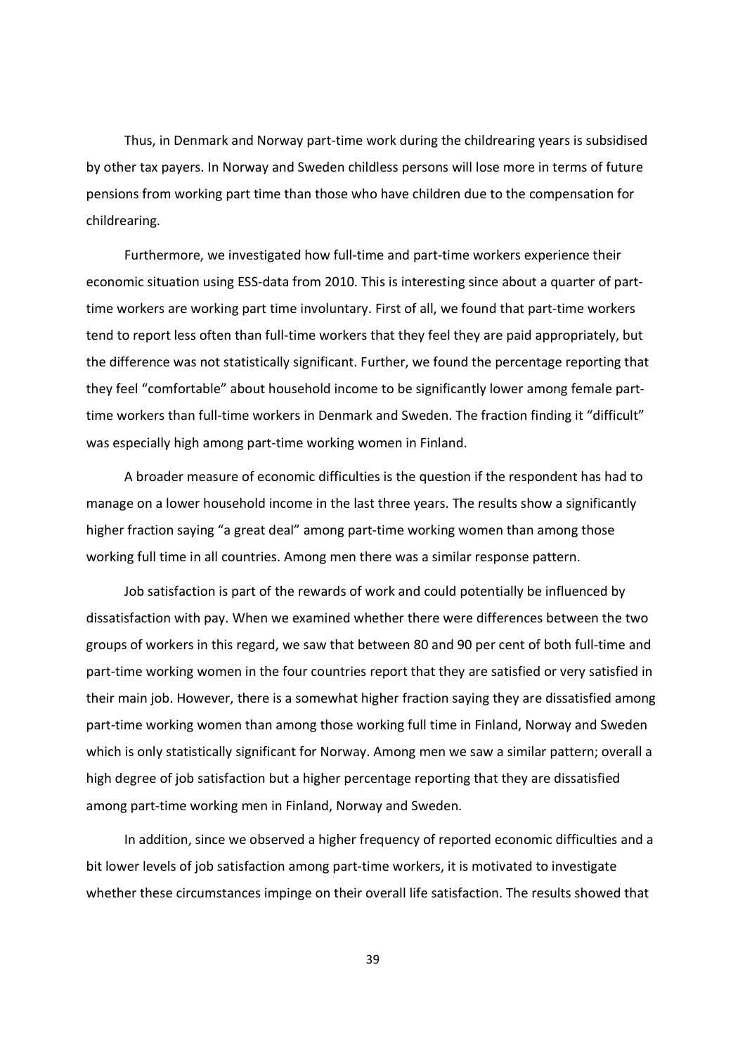Thus, in Denmark and Norway part-time work during the childrearing years is subsidised by other tax payers. In Norway and Sweden childless persons will lose more in terms of future pensions from working part time than those who have children due to the compensation for childrearing.

Furthermore, we investigated how full-time and part-time workers experience their economic situation using ESS-data from 2010. This is interesting since about a quarter of part-time workers are working part time involuntary. First of all, we found that part-time workers tend to report less often than full-time workers that they feel they are paid appropriately, but the difference was not statistically significant. Further, we found the percentage reporting that they feel "comfortable" about household income to be significantly lower among female part-time workers than full-time workers in Denmark and Sweden. The fraction finding it "difficult" was especially high among part-time working women in Finland.

A broader measure of economic difficulties is the question if the respondent has had to manage on a lower household income in the last three years. The results show a significantly higher fraction saying "a great deal" among part-time working women than among those working full time in all countries. Among men there was a similar response pattern.

Job satisfaction is part of the rewards of work and could potentially be influenced by dissatisfaction with pay. When we examined whether there were differences between the two groups of workers in this regard, we saw that between 80 and 90 per cent of both full-time and part-time working women in the four countries report that they are satisfied or very satisfied in their main job. However, there is a somewhat higher fraction saying they are dissatisfied among part-time working women than among those working full time in Finland, Norway and Sweden which is only statistically significant for Norway. Among men we saw a similar pattern; overall a high degree of job satisfaction but a higher percentage reporting that they are dissatisfied among part-time working men in Finland, Norway and Sweden.

In addition, since we observed a higher frequency of reported economic difficulties and a bit lower levels of job satisfaction among part-time workers, it is motivated to investigate whether these circumstances impinge on their overall life satisfaction. The results showed that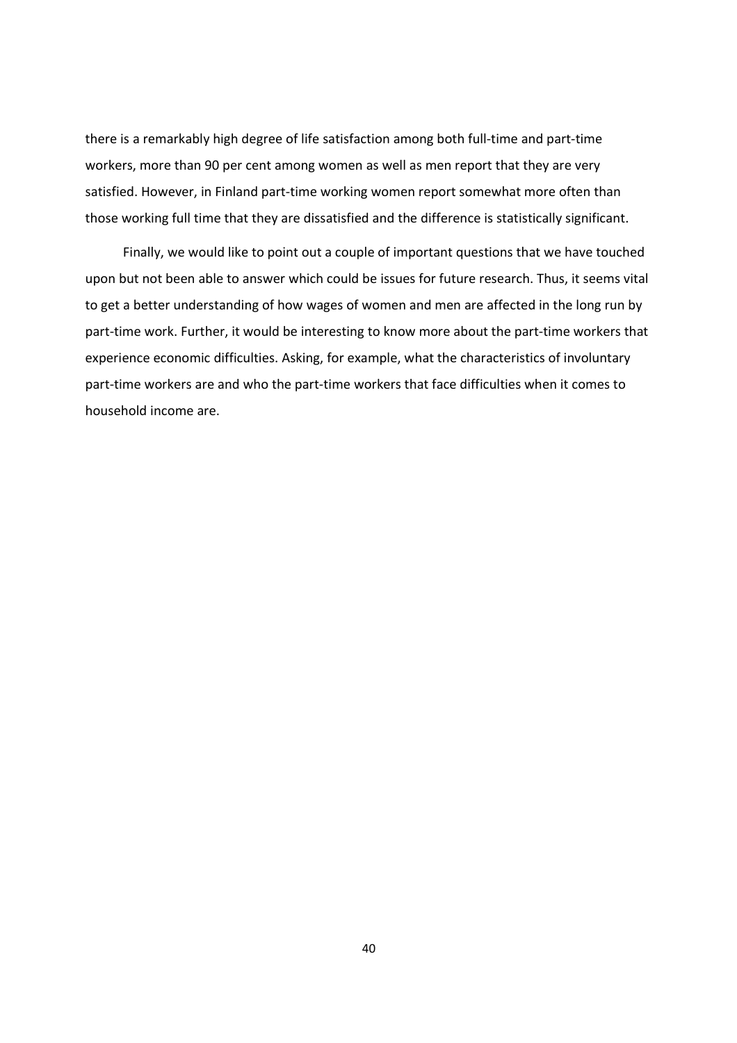there is a remarkably high degree of life satisfaction among both full-time and part-time workers, more than 90 per cent among women as well as men report that they are very satisfied. However, in Finland part-time working women report somewhat more often than those working full time that they are dissatisfied and the difference is statistically significant.

Finally, we would like to point out a couple of important questions that we have touched upon but not been able to answer which could be issues for future research. Thus, it seems vital to get a better understanding of how wages of women and men are affected in the long run by part-time work. Further, it would be interesting to know more about the part-time workers that experience economic difficulties. Asking, for example, what the characteristics of involuntary part-time workers are and who the part-time workers that face difficulties when it comes to household income are.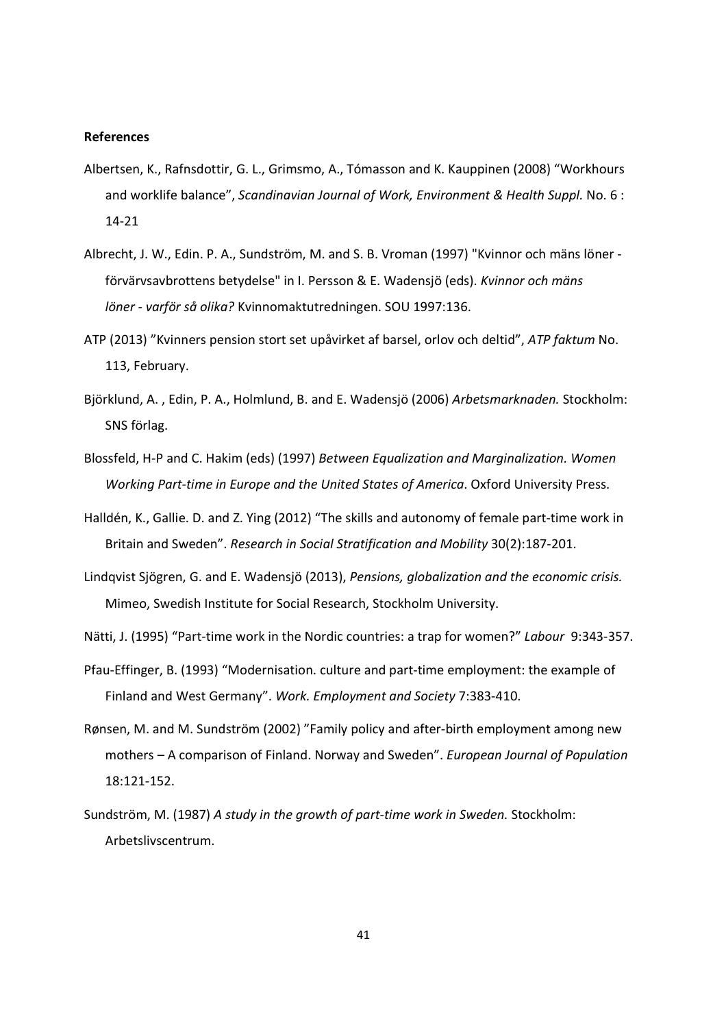**References**

Albertsen, K., Rafnsdottir, G. L., Grimsmo, A., Tómasson and K. Kauppinen (2008) "Workhours and worklife balance", *Scandinavian Journal of Work, Environment & Health Suppl.* No. 6 : 14-21

Albrecht, J. W., Edin. P. A., Sundström, M. and S. B. Vroman (1997) "Kvinnor och mäns löner - förvärvsavbrottens betydelse" in I. Persson & E. Wadensjö (eds). *Kvinnor och mäns löner - varför så olika?* Kvinnomaktutredningen. SOU 1997:136.

ATP (2013) "Kvinners pension stort set upåvirket af barsel, orlov och deltid", *ATP faktum* No. 113, February.

Björklund, A. , Edin, P. A., Holmlund, B. and E. Wadensjö (2006) *Arbetsmarknaden.* Stockholm: SNS förlag.

Blossfeld, H-P and C. Hakim (eds) (1997) *Between Equalization and Marginalization. Women Working Part-time in Europe and the United States of America*. Oxford University Press.

Halldén, K., Gallie. D. and Z. Ying (2012) "The skills and autonomy of female part-time work in Britain and Sweden". *Research in Social Stratification and Mobility* 30(2):187-201.

Lindqvist Sjögren, G. and E. Wadensjö (2013), *Pensions, globalization and the economic crisis.* Mimeo, Swedish Institute for Social Research, Stockholm University.

Nätti, J. (1995) "Part-time work in the Nordic countries: a trap for women?" *Labour* 9:343-357.

Pfau-Effinger, B. (1993) "Modernisation. culture and part-time employment: the example of Finland and West Germany". *Work. Employment and Society* 7:383-410.

Rønsen, M. and M. Sundström (2002) "Family policy and after-birth employment among new mothers – A comparison of Finland. Norway and Sweden". *European Journal of Population* 18:121-152.

Sundström, M. (1987) *A study in the growth of part-time work in Sweden.* Stockholm: Arbetslivscentrum.